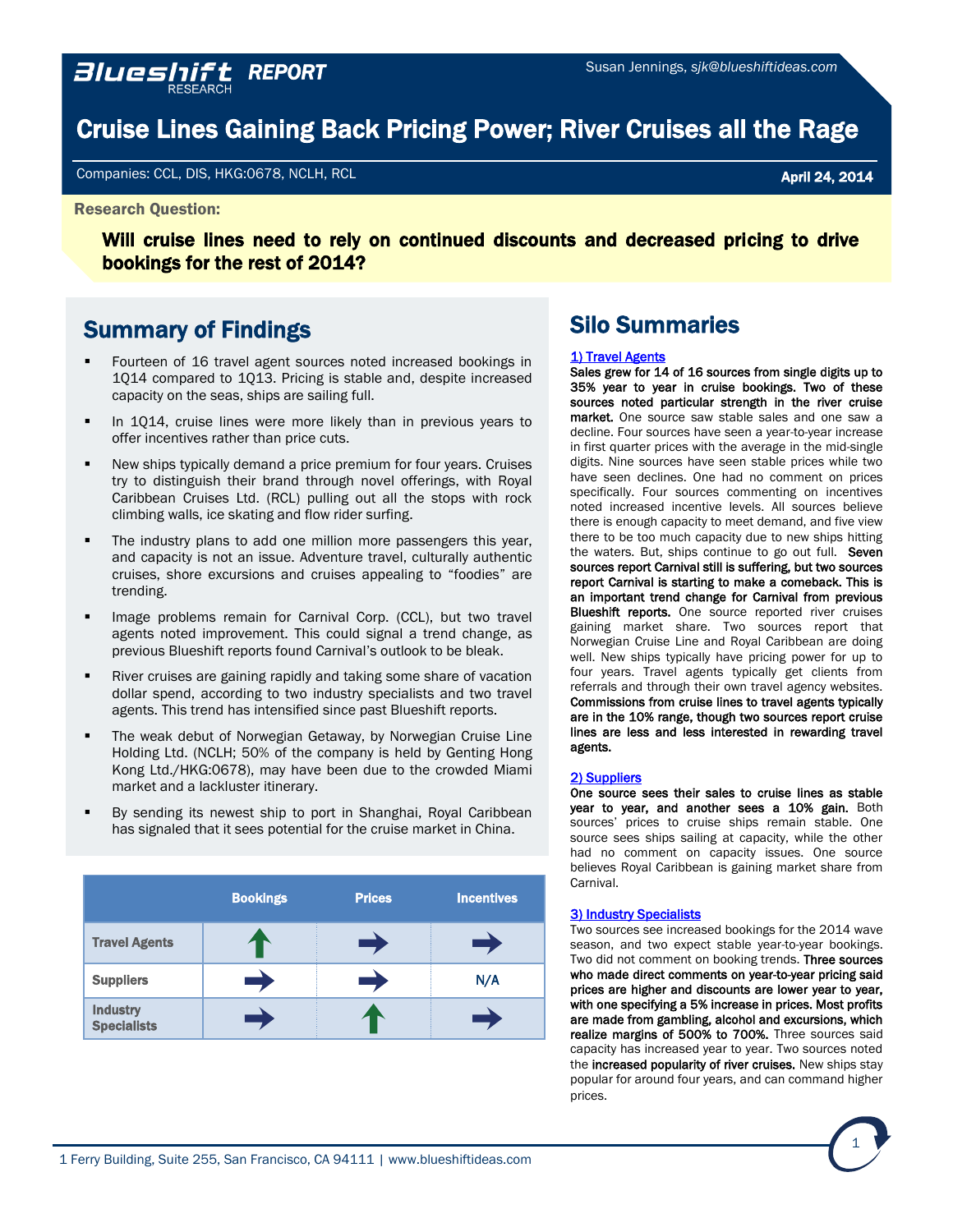**Blueshift** RESEARCH **REPORT**

Susan Jennings, *sjk@blueshiftideas.com*

# Cruise Lines Gaining Back Pricing Power; River Cruises all the Rage

Companies: CCL, DIS, HKG:0678, NCLH, RCL

**April 24, 2014**

**Research Question:**

**Will cruise lines need to rely on continued discounts and decreased pricing to drive bookings for the rest of 2014?**

## Summary of Findings

- Fourteen of 16 travel agent sources noted increased bookings in 1Q14 compared to 1Q13. Pricing is stable and, despite increased capacity on the seas, ships are sailing full.
- In 1Q14, cruise lines were more likely than in previous years to offer incentives rather than price cuts.
- New ships typically demand a price premium for four years. Cruises try to distinguish their brand through novel offerings, with Royal Caribbean Cruises Ltd. (RCL) pulling out all the stops with rock climbing walls, ice skating and flow rider surfing.
- The industry plans to add one million more passengers this year, and capacity is not an issue. Adventure travel, culturally authentic cruises, shore excursions and cruises appealing to "foodies" are trending.
- Image problems remain for Carnival Corp. (CCL), but two travel agents noted improvement. This could signal a trend change, as previous Blueshift reports found Carnival's outlook to be bleak.
- River cruises are gaining rapidly and taking some share of vacation dollar spend, according to two industry specialists and two travel agents. This trend has intensified since past Blueshift reports.
- The weak debut of Norwegian Getaway, by Norwegian Cruise Line Holding Ltd. (NCLH; 50% of the company is held by Genting Hong Kong Ltd./HKG:0678), may have been due to the crowded Miami market and a lackluster itinerary.
- By sending its newest ship to port in Shanghai, Royal Caribbean has signaled that it sees potential for the cruise market in China.

| | Bookings | Prices | Incentives |
|---|---|---|---|
| Travel Agents | ↑ | → | → |
| Suppliers | → | → | N/A |
| Industry Specialists | → | ↑ | → |

## Silo Summaries

1) Travel Agents

**Sales grew for 14 of 16 sources from single digits up to 35% year to year in cruise bookings. Two of these sources noted particular strength in the river cruise market.** One source saw stable sales and one saw a decline. Four sources have seen a year-to-year increase in first quarter prices with the average in the mid-single digits. Nine sources have seen stable prices while two have seen declines. One had no comment on prices specifically. Four sources commenting on incentives noted increased incentive levels. All sources believe there is enough capacity to meet demand, and five view there to be too much capacity due to new ships hitting the waters. But, ships continue to go out full. **Seven sources report Carnival still is suffering, but two sources report Carnival is starting to make a comeback. This is an important trend change for Carnival from previous Blueshift reports.** One source reported river cruises gaining market share. Two sources report that Norwegian Cruise Line and Royal Caribbean are doing well. New ships typically have pricing power for up to four years. Travel agents typically get clients from referrals and through their own travel agency websites. **Commissions from cruise lines to travel agents typically are in the 10% range, though two sources report cruise lines are less and less interested in rewarding travel agents.**

2) Suppliers

**One source sees their sales to cruise lines as stable year to year, and another sees a 10% gain.** Both sources' prices to cruise ships remain stable. One source sees ships sailing at capacity, while the other had no comment on capacity issues. One source believes Royal Caribbean is gaining market share from Carnival.

3) Industry Specialists

Two sources see increased bookings for the 2014 wave season, and two expect stable year-to-year bookings. Two did not comment on booking trends. **Three sources who made direct comments on year-to-year pricing said prices are higher and discounts are lower year to year, with one specifying a 5% increase in prices. Most profits are made from gambling, alcohol and excursions, which realize margins of 500% to 700%.** Three sources said capacity has increased year to year. Two sources noted the **increased popularity of river cruises.** New ships stay popular for around four years, and can command higher prices.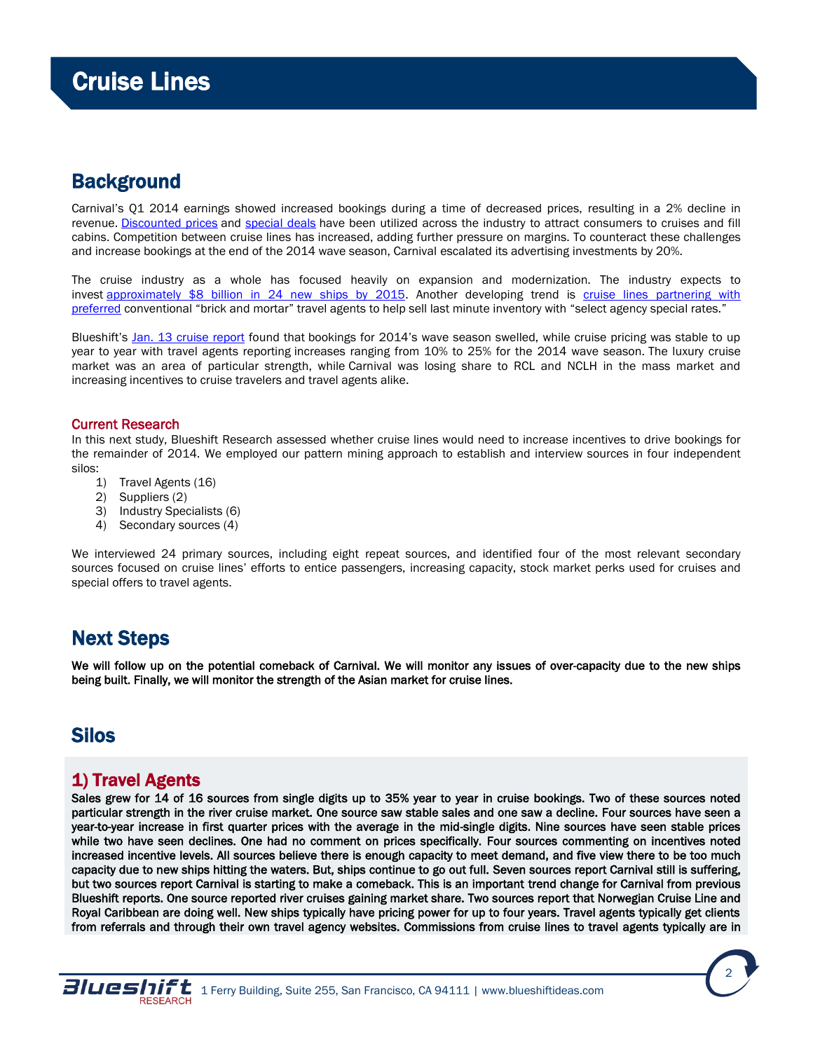# Cruise Lines

## Background

Carnival's Q1 2014 earnings showed increased bookings during a time of decreased prices, resulting in a 2% decline in revenue. Discounted prices and special deals have been utilized across the industry to attract consumers to cruises and fill cabins. Competition between cruise lines has increased, adding further pressure on margins. To counteract these challenges and increase bookings at the end of the 2014 wave season, Carnival escalated its advertising investments by 20%.

The cruise industry as a whole has focused heavily on expansion and modernization. The industry expects to invest approximately $8 billion in 24 new ships by 2015. Another developing trend is cruise lines partnering with preferred conventional "brick and mortar" travel agents to help sell last minute inventory with "select agency special rates."

Blueshift's Jan. 13 cruise report found that bookings for 2014's wave season swelled, while cruise pricing was stable to up year to year with travel agents reporting increases ranging from 10% to 25% for the 2014 wave season. The luxury cruise market was an area of particular strength, while Carnival was losing share to RCL and NCLH in the mass market and increasing incentives to cruise travelers and travel agents alike.

### Current Research

In this next study, Blueshift Research assessed whether cruise lines would need to increase incentives to drive bookings for the remainder of 2014. We employed our pattern mining approach to establish and interview sources in four independent silos:

1) Travel Agents (16)
2) Suppliers (2)
3) Industry Specialists (6)
4) Secondary sources (4)

We interviewed 24 primary sources, including eight repeat sources, and identified four of the most relevant secondary sources focused on cruise lines' efforts to entice passengers, increasing capacity, stock market perks used for cruises and special offers to travel agents.

## Next Steps

**We will follow up on the potential comeback of Carnival. We will monitor any issues of over-capacity due to the new ships being built. Finally, we will monitor the strength of the Asian market for cruise lines.**

## Silos

### 1) Travel Agents

**Sales grew for 14 of 16 sources from single digits up to 35% year to year in cruise bookings. Two of these sources noted particular strength in the river cruise market. One source saw stable sales and one saw a decline. Four sources have seen a year-to-year increase in first quarter prices with the average in the mid-single digits. Nine sources have seen stable prices while two have seen declines. One had no comment on prices specifically. Four sources commenting on incentives noted increased incentive levels. All sources believe there is enough capacity to meet demand, and five view there to be too much capacity due to new ships hitting the waters. But, ships continue to go out full. Seven sources report Carnival still is suffering, but two sources report Carnival is starting to make a comeback. This is an important trend change for Carnival from previous Blueshift reports. One source reported river cruises gaining market share. Two sources report that Norwegian Cruise Line and Royal Caribbean are doing well. New ships typically have pricing power for up to four years. Travel agents typically get clients from referrals and through their own travel agency websites. Commissions from cruise lines to travel agents typically are in**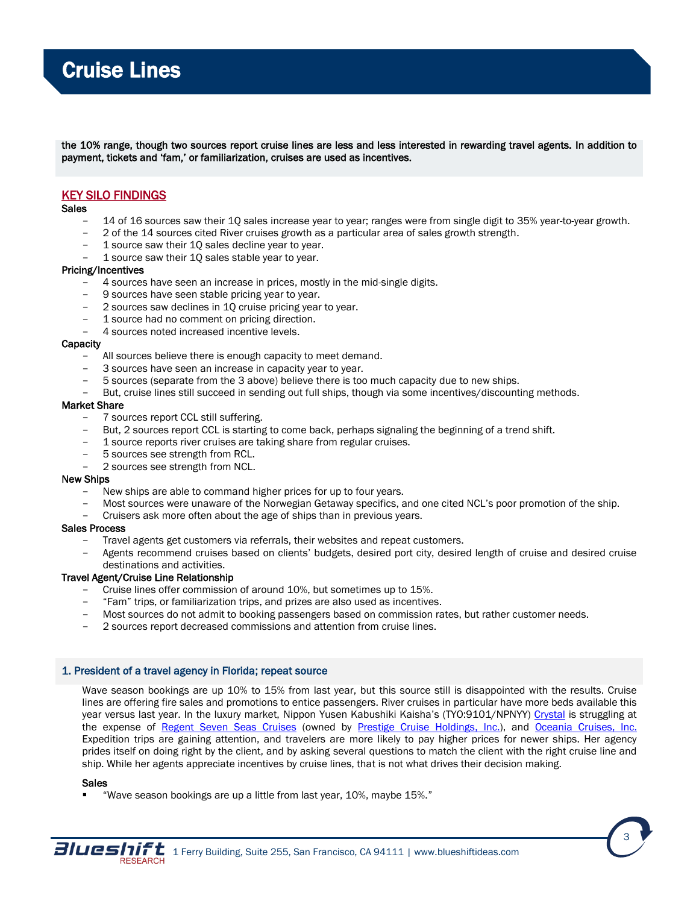the 10% range, though two sources report cruise lines are less and less interested in rewarding travel agents. In addition to payment, tickets and 'fam,' or familiarization, cruises are used as incentives.

## KEY SILO FINDINGS

**Sales**

- 14 of 16 sources saw their 1Q sales increase year to year; ranges were from single digit to 35% year-to-year growth.
- 2 of the 14 sources cited River cruises growth as a particular area of sales growth strength.
- 1 source saw their 1Q sales decline year to year.
- 1 source saw their 1Q sales stable year to year.

**Pricing/Incentives**

- 4 sources have seen an increase in prices, mostly in the mid-single digits.
- 9 sources have seen stable pricing year to year.
- 2 sources saw declines in 1Q cruise pricing year to year.
- 1 source had no comment on pricing direction.
- 4 sources noted increased incentive levels.

**Capacity**

- All sources believe there is enough capacity to meet demand.
- 3 sources have seen an increase in capacity year to year.
- 5 sources (separate from the 3 above) believe there is too much capacity due to new ships.
- But, cruise lines still succeed in sending out full ships, though via some incentives/discounting methods.

**Market Share**

- 7 sources report CCL still suffering.
- But, 2 sources report CCL is starting to come back, perhaps signaling the beginning of a trend shift.
- 1 source reports river cruises are taking share from regular cruises.
- 5 sources see strength from RCL.
- 2 sources see strength from NCL.

**New Ships**

- New ships are able to command higher prices for up to four years.
- Most sources were unaware of the Norwegian Getaway specifics, and one cited NCL's poor promotion of the ship.
- Cruisers ask more often about the age of ships than in previous years.

**Sales Process**

- Travel agents get customers via referrals, their websites and repeat customers.
- Agents recommend cruises based on clients' budgets, desired port city, desired length of cruise and desired cruise destinations and activities.

**Travel Agent/Cruise Line Relationship**

- Cruise lines offer commission of around 10%, but sometimes up to 15%.
- "Fam" trips, or familiarization trips, and prizes are also used as incentives.
- Most sources do not admit to booking passengers based on commission rates, but rather customer needs.
- 2 sources report decreased commissions and attention from cruise lines.

### 1. President of a travel agency in Florida; repeat source

Wave season bookings are up 10% to 15% from last year, but this source still is disappointed with the results. Cruise lines are offering fire sales and promotions to entice passengers. River cruises in particular have more beds available this year versus last year. In the luxury market, Nippon Yusen Kabushiki Kaisha's (TYO:9101/NPNYY) Crystal is struggling at the expense of Regent Seven Seas Cruises (owned by Prestige Cruise Holdings, Inc.), and Oceania Cruises, Inc. Expedition trips are gaining attention, and travelers are more likely to pay higher prices for newer ships. Her agency prides itself on doing right by the client, and by asking several questions to match the client with the right cruise line and ship. While her agents appreciate incentives by cruise lines, that is not what drives their decision making.

**Sales**

- "Wave season bookings are up a little from last year, 10%, maybe 15%."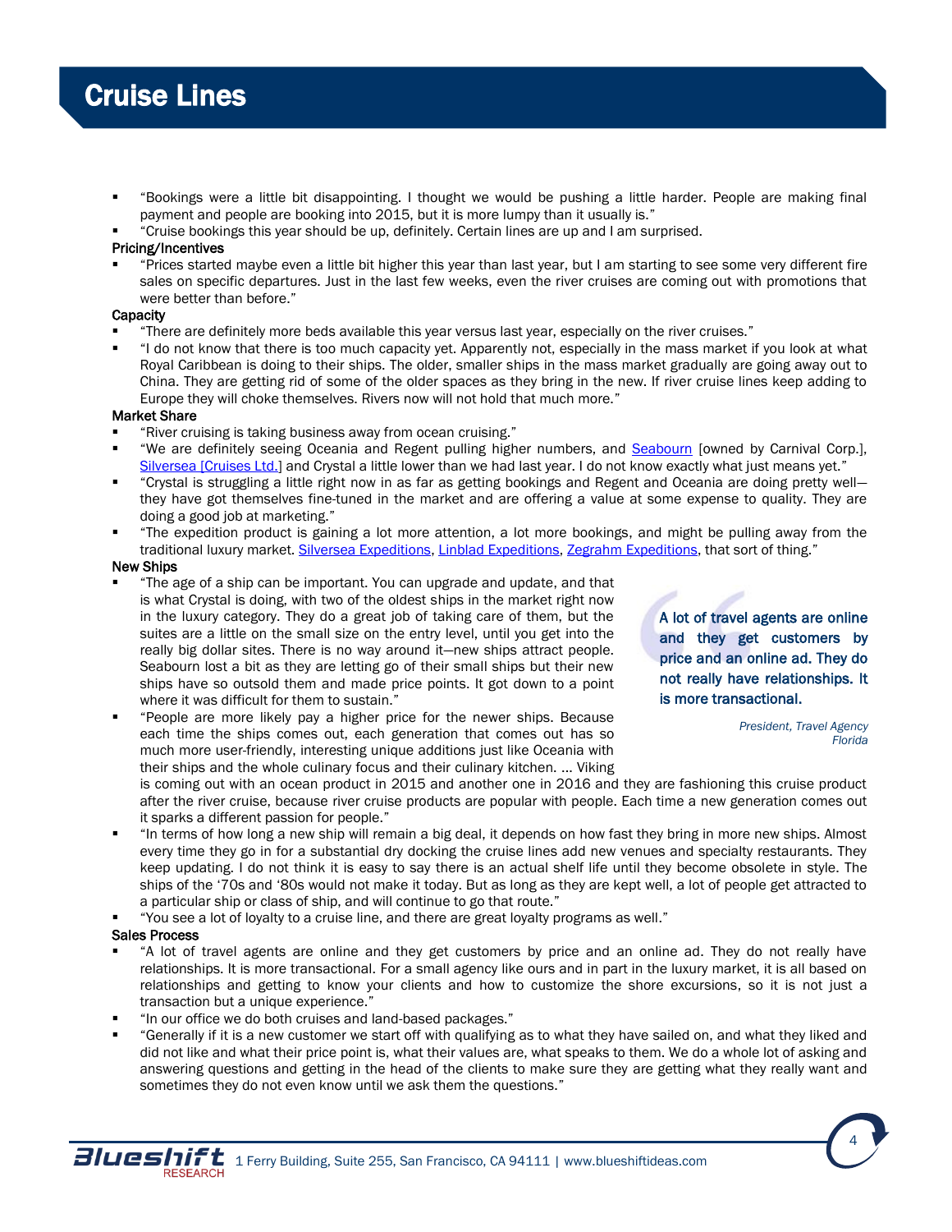# Cruise Lines

- "Bookings were a little bit disappointing. I thought we would be pushing a little harder. People are making final payment and people are booking into 2015, but it is more lumpy than it usually is."
- "Cruise bookings this year should be up, definitely. Certain lines are up and I am surprised.

**Pricing/Incentives**

- "Prices started maybe even a little bit higher this year than last year, but I am starting to see some very different fire sales on specific departures. Just in the last few weeks, even the river cruises are coming out with promotions that were better than before."

**Capacity**

- "There are definitely more beds available this year versus last year, especially on the river cruises."
- "I do not know that there is too much capacity yet. Apparently not, especially in the mass market if you look at what Royal Caribbean is doing to their ships. The older, smaller ships in the mass market gradually are going away out to China. They are getting rid of some of the older spaces as they bring in the new. If river cruise lines keep adding to Europe they will choke themselves. Rivers now will not hold that much more."

**Market Share**

- "River cruising is taking business away from ocean cruising."
- "We are definitely seeing Oceania and Regent pulling higher numbers, and Seabourn [owned by Carnival Corp.], Silversea [Cruises Ltd.] and Crystal a little lower than we had last year. I do not know exactly what just means yet."
- "Crystal is struggling a little right now in as far as getting bookings and Regent and Oceania are doing pretty well—they have got themselves fine-tuned in the market and are offering a value at some expense to quality. They are doing a good job at marketing."
- "The expedition product is gaining a lot more attention, a lot more bookings, and might be pulling away from the traditional luxury market. Silversea Expeditions, Linblad Expeditions, Zegrahm Expeditions, that sort of thing."

**New Ships**

- "The age of a ship can be important. You can upgrade and update, and that is what Crystal is doing, with two of the oldest ships in the market right now in the luxury category. They do a great job of taking care of them, but the suites are a little on the small size on the entry level, until you get into the really big dollar sites. There is no way around it—new ships attract people. Seabourn lost a bit as they are letting go of their small ships but their new ships have so outsold them and made price points. It got down to a point where it was difficult for them to sustain."
- "People are more likely pay a higher price for the newer ships. Because each time the ships comes out, each generation that comes out has so much more user-friendly, interesting unique additions just like Oceania with their ships and the whole culinary focus and their culinary kitchen. … Viking is coming out with an ocean product in 2015 and another one in 2016 and they are fashioning this cruise product after the river cruise, because river cruise products are popular with people. Each time a new generation comes out it sparks a different passion for people."
- "In terms of how long a new ship will remain a big deal, it depends on how fast they bring in more new ships. Almost every time they go in for a substantial dry docking the cruise lines add new venues and specialty restaurants. They keep updating. I do not think it is easy to say there is an actual shelf life until they become obsolete in style. The ships of the '70s and '80s would not make it today. But as long as they are kept well, a lot of people get attracted to a particular ship or class of ship, and will continue to go that route."
- "You see a lot of loyalty to a cruise line, and there are great loyalty programs as well."

> **A lot of travel agents are online and they get customers by price and an online ad. They do not really have relationships. It is more transactional.**
>
> *President, Travel Agency Florida*

**Sales Process**

- "A lot of travel agents are online and they get customers by price and an online ad. They do not really have relationships. It is more transactional. For a small agency like ours and in part in the luxury market, it is all based on relationships and getting to know your clients and how to customize the shore excursions, so it is not just a transaction but a unique experience."
- "In our office we do both cruises and land-based packages."
- "Generally if it is a new customer we start off with qualifying as to what they have sailed on, and what they liked and did not like and what their price point is, what their values are, what speaks to them. We do a whole lot of asking and answering questions and getting in the head of the clients to make sure they are getting what they really want and sometimes they do not even know until we ask them the questions."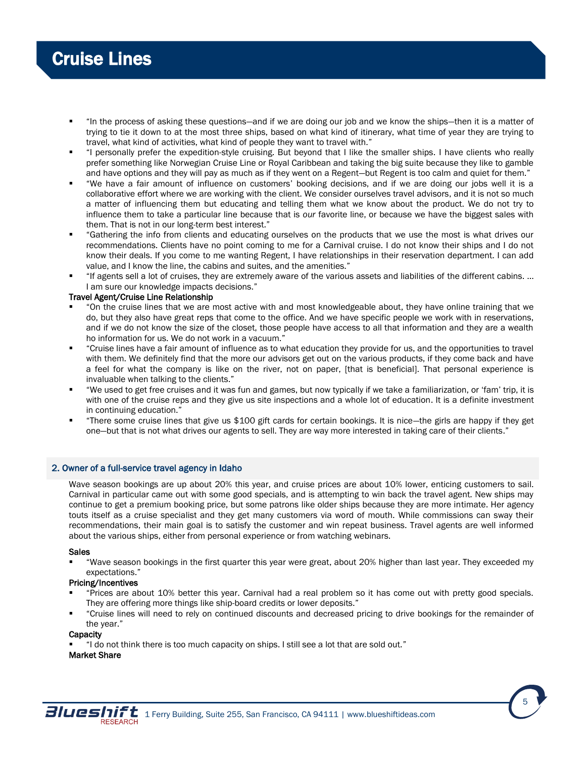# Cruise Lines

- "In the process of asking these questions—and if we are doing our job and we know the ships—then it is a matter of trying to tie it down to at the most three ships, based on what kind of itinerary, what time of year they are trying to travel, what kind of activities, what kind of people they want to travel with."
- "I personally prefer the expedition-style cruising. But beyond that I like the smaller ships. I have clients who really prefer something like Norwegian Cruise Line or Royal Caribbean and taking the big suite because they like to gamble and have options and they will pay as much as if they went on a Regent—but Regent is too calm and quiet for them."
- "We have a fair amount of influence on customers' booking decisions, and if we are doing our jobs well it is a collaborative effort where we are working with the client. We consider ourselves travel advisors, and it is not so much a matter of influencing them but educating and telling them what we know about the product. We do not try to influence them to take a particular line because that is *our* favorite line, or because we have the biggest sales with them. That is not in our long-term best interest."
- "Gathering the info from clients and educating ourselves on the products that we use the most is what drives our recommendations. Clients have no point coming to me for a Carnival cruise. I do not know their ships and I do not know their deals. If you come to me wanting Regent, I have relationships in their reservation department. I can add value, and I know the line, the cabins and suites, and the amenities."
- "If agents sell a lot of cruises, they are extremely aware of the various assets and liabilities of the different cabins. … I am sure our knowledge impacts decisions."

**Travel Agent/Cruise Line Relationship**

- "On the cruise lines that we are most active with and most knowledgeable about, they have online training that we do, but they also have great reps that come to the office. And we have specific people we work with in reservations, and if we do not know the size of the closet, those people have access to all that information and they are a wealth ho information for us. We do not work in a vacuum."
- "Cruise lines have a fair amount of influence as to what education they provide for us, and the opportunities to travel with them. We definitely find that the more our advisors get out on the various products, if they come back and have a feel for what the company is like on the river, not on paper, [that is beneficial]. That personal experience is invaluable when talking to the clients."
- "We used to get free cruises and it was fun and games, but now typically if we take a familiarization, or 'fam' trip, it is with one of the cruise reps and they give us site inspections and a whole lot of education. It is a definite investment in continuing education."
- "There some cruise lines that give us $100 gift cards for certain bookings. It is nice—the girls are happy if they get one—but that is not what drives our agents to sell. They are way more interested in taking care of their clients."

## 2. Owner of a full-service travel agency in Idaho

Wave season bookings are up about 20% this year, and cruise prices are about 10% lower, enticing customers to sail. Carnival in particular came out with some good specials, and is attempting to win back the travel agent. New ships may continue to get a premium booking price, but some patrons like older ships because they are more intimate. Her agency touts itself as a cruise specialist and they get many customers via word of mouth. While commissions can sway their recommendations, their main goal is to satisfy the customer and win repeat business. Travel agents are well informed about the various ships, either from personal experience or from watching webinars.

**Sales**

- "Wave season bookings in the first quarter this year were great, about 20% higher than last year. They exceeded my expectations."

**Pricing/Incentives**

- "Prices are about 10% better this year. Carnival had a real problem so it has come out with pretty good specials. They are offering more things like ship-board credits or lower deposits."
- "Cruise lines will need to rely on continued discounts and decreased pricing to drive bookings for the remainder of the year."

**Capacity**

- "I do not think there is too much capacity on ships. I still see a lot that are sold out."

**Market Share**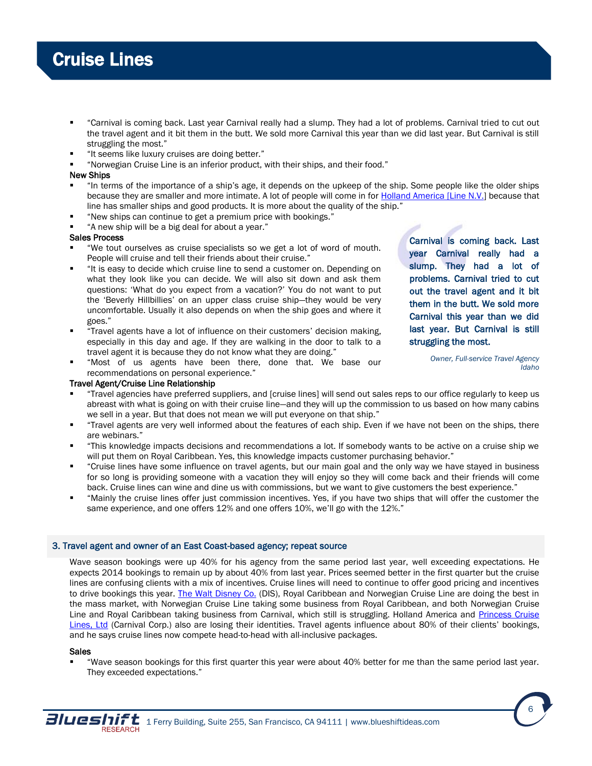# Cruise Lines

- "Carnival is coming back. Last year Carnival really had a slump. They had a lot of problems. Carnival tried to cut out the travel agent and it bit them in the butt. We sold more Carnival this year than we did last year. But Carnival is still struggling the most."
- "It seems like luxury cruises are doing better."
- "Norwegian Cruise Line is an inferior product, with their ships, and their food."

**New Ships**

- "In terms of the importance of a ship's age, it depends on the upkeep of the ship. Some people like the older ships because they are smaller and more intimate. A lot of people will come in for Holland America [Line N.V.] because that line has smaller ships and good products. It is more about the quality of the ship."
- "New ships can continue to get a premium price with bookings."
- "A new ship will be a big deal for about a year."

**Sales Process**

- "We tout ourselves as cruise specialists so we get a lot of word of mouth. People will cruise and tell their friends about their cruise."
- "It is easy to decide which cruise line to send a customer on. Depending on what they look like you can decide. We will also sit down and ask them questions: 'What do you expect from a vacation?' You do not want to put the 'Beverly Hillbillies' on an upper class cruise ship—they would be very uncomfortable. Usually it also depends on when the ship goes and where it goes."
- "Travel agents have a lot of influence on their customers' decision making, especially in this day and age. If they are walking in the door to talk to a travel agent it is because they do not know what they are doing."
- "Most of us agents have been there, done that. We base our recommendations on personal experience."

> **Carnival is coming back. Last year Carnival really had a slump. They had a lot of problems. Carnival tried to cut out the travel agent and it bit them in the butt. We sold more Carnival this year than we did last year. But Carnival is still struggling the most.**
>
> *Owner, Full-service Travel Agency Idaho*

**Travel Agent/Cruise Line Relationship**

- "Travel agencies have preferred suppliers, and [cruise lines] will send out sales reps to our office regularly to keep us abreast with what is going on with their cruise line—and they will up the commission to us based on how many cabins we sell in a year. But that does not mean we will put everyone on that ship."
- "Travel agents are very well informed about the features of each ship. Even if we have not been on the ships, there are webinars."
- "This knowledge impacts decisions and recommendations a lot. If somebody wants to be active on a cruise ship we will put them on Royal Caribbean. Yes, this knowledge impacts customer purchasing behavior."
- "Cruise lines have some influence on travel agents, but our main goal and the only way we have stayed in business for so long is providing someone with a vacation they will enjoy so they will come back and their friends will come back. Cruise lines can wine and dine us with commissions, but we want to give customers the best experience."
- "Mainly the cruise lines offer just commission incentives. Yes, if you have two ships that will offer the customer the same experience, and one offers 12% and one offers 10%, we'll go with the 12%."

## 3. Travel agent and owner of an East Coast-based agency; repeat source

Wave season bookings were up 40% for his agency from the same period last year, well exceeding expectations. He expects 2014 bookings to remain up by about 40% from last year. Prices seemed better in the first quarter but the cruise lines are confusing clients with a mix of incentives. Cruise lines will need to continue to offer good pricing and incentives to drive bookings this year. The Walt Disney Co. (DIS), Royal Caribbean and Norwegian Cruise Line are doing the best in the mass market, with Norwegian Cruise Line taking some business from Royal Caribbean, and both Norwegian Cruise Line and Royal Caribbean taking business from Carnival, which still is struggling. Holland America and Princess Cruise Lines, Ltd (Carnival Corp.) also are losing their identities. Travel agents influence about 80% of their clients' bookings, and he says cruise lines now compete head-to-head with all-inclusive packages.

**Sales**

- "Wave season bookings for this first quarter this year were about 40% better for me than the same period last year. They exceeded expectations."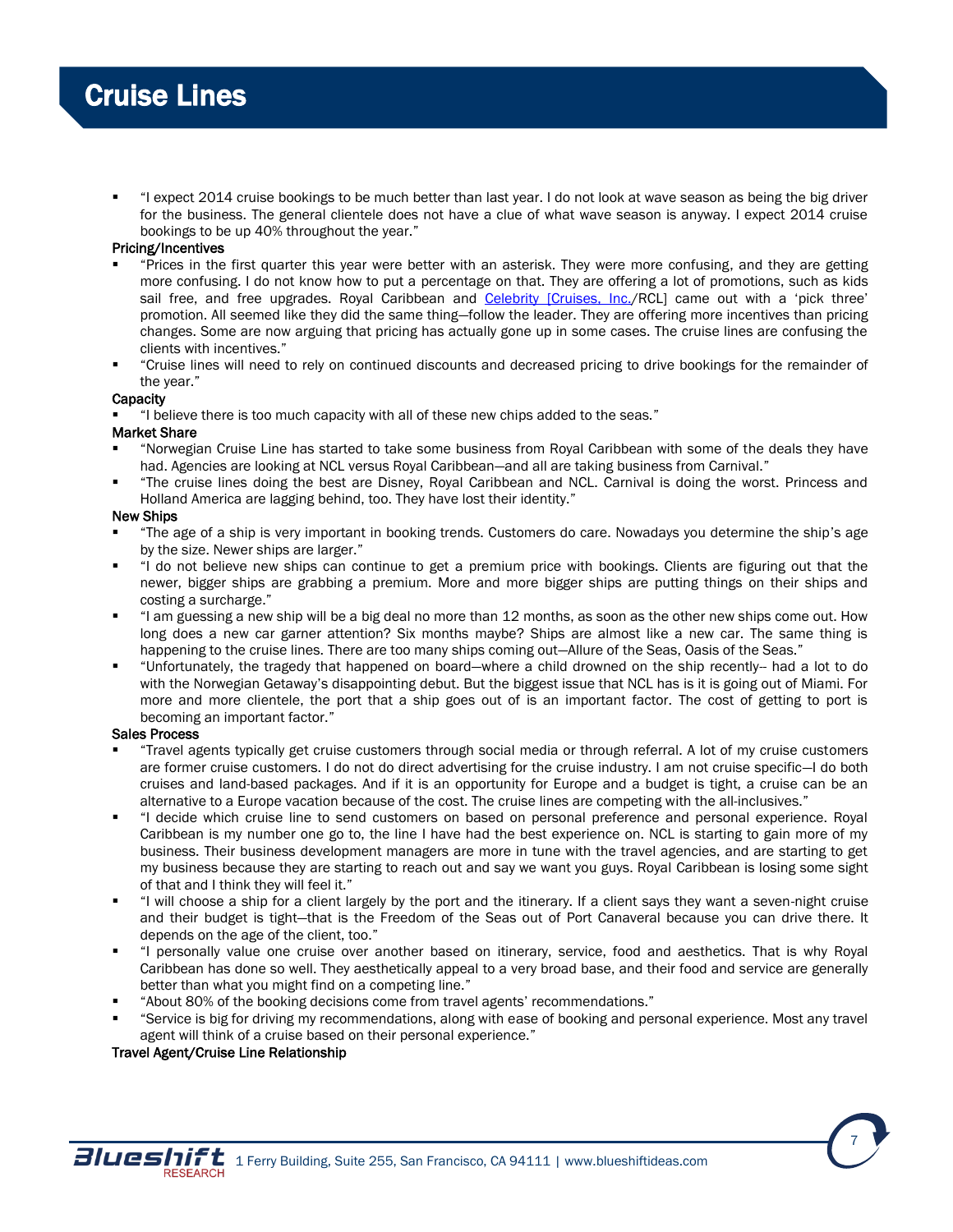- "I expect 2014 cruise bookings to be much better than last year. I do not look at wave season as being the big driver for the business. The general clientele does not have a clue of what wave season is anyway. I expect 2014 cruise bookings to be up 40% throughout the year."

**Pricing/Incentives**

- "Prices in the first quarter this year were better with an asterisk. They were more confusing, and they are getting more confusing. I do not know how to put a percentage on that. They are offering a lot of promotions, such as kids sail free, and free upgrades. Royal Caribbean and Celebrity [Cruises, Inc./RCL] came out with a 'pick three' promotion. All seemed like they did the same thing—follow the leader. They are offering more incentives than pricing changes. Some are now arguing that pricing has actually gone up in some cases. The cruise lines are confusing the clients with incentives."
- "Cruise lines will need to rely on continued discounts and decreased pricing to drive bookings for the remainder of the year."

**Capacity**

- "I believe there is too much capacity with all of these new chips added to the seas."

**Market Share**

- "Norwegian Cruise Line has started to take some business from Royal Caribbean with some of the deals they have had. Agencies are looking at NCL versus Royal Caribbean—and all are taking business from Carnival."
- "The cruise lines doing the best are Disney, Royal Caribbean and NCL. Carnival is doing the worst. Princess and Holland America are lagging behind, too. They have lost their identity."

**New Ships**

- "The age of a ship is very important in booking trends. Customers do care. Nowadays you determine the ship's age by the size. Newer ships are larger."
- "I do not believe new ships can continue to get a premium price with bookings. Clients are figuring out that the newer, bigger ships are grabbing a premium. More and more bigger ships are putting things on their ships and costing a surcharge."
- "I am guessing a new ship will be a big deal no more than 12 months, as soon as the other new ships come out. How long does a new car garner attention? Six months maybe? Ships are almost like a new car. The same thing is happening to the cruise lines. There are too many ships coming out—Allure of the Seas, Oasis of the Seas."
- "Unfortunately, the tragedy that happened on board—where a child drowned on the ship recently-- had a lot to do with the Norwegian Getaway's disappointing debut. But the biggest issue that NCL has is it is going out of Miami. For more and more clientele, the port that a ship goes out of is an important factor. The cost of getting to port is becoming an important factor."

**Sales Process**

- "Travel agents typically get cruise customers through social media or through referral. A lot of my cruise customers are former cruise customers. I do not do direct advertising for the cruise industry. I am not cruise specific—I do both cruises and land-based packages. And if it is an opportunity for Europe and a budget is tight, a cruise can be an alternative to a Europe vacation because of the cost. The cruise lines are competing with the all-inclusives."
- "I decide which cruise line to send customers on based on personal preference and personal experience. Royal Caribbean is my number one go to, the line I have had the best experience on. NCL is starting to gain more of my business. Their business development managers are more in tune with the travel agencies, and are starting to get my business because they are starting to reach out and say we want you guys. Royal Caribbean is losing some sight of that and I think they will feel it."
- "I will choose a ship for a client largely by the port and the itinerary. If a client says they want a seven-night cruise and their budget is tight—that is the Freedom of the Seas out of Port Canaveral because you can drive there. It depends on the age of the client, too."
- "I personally value one cruise over another based on itinerary, service, food and aesthetics. That is why Royal Caribbean has done so well. They aesthetically appeal to a very broad base, and their food and service are generally better than what you might find on a competing line."
- "About 80% of the booking decisions come from travel agents' recommendations."
- "Service is big for driving my recommendations, along with ease of booking and personal experience. Most any travel agent will think of a cruise based on their personal experience."

**Travel Agent/Cruise Line Relationship**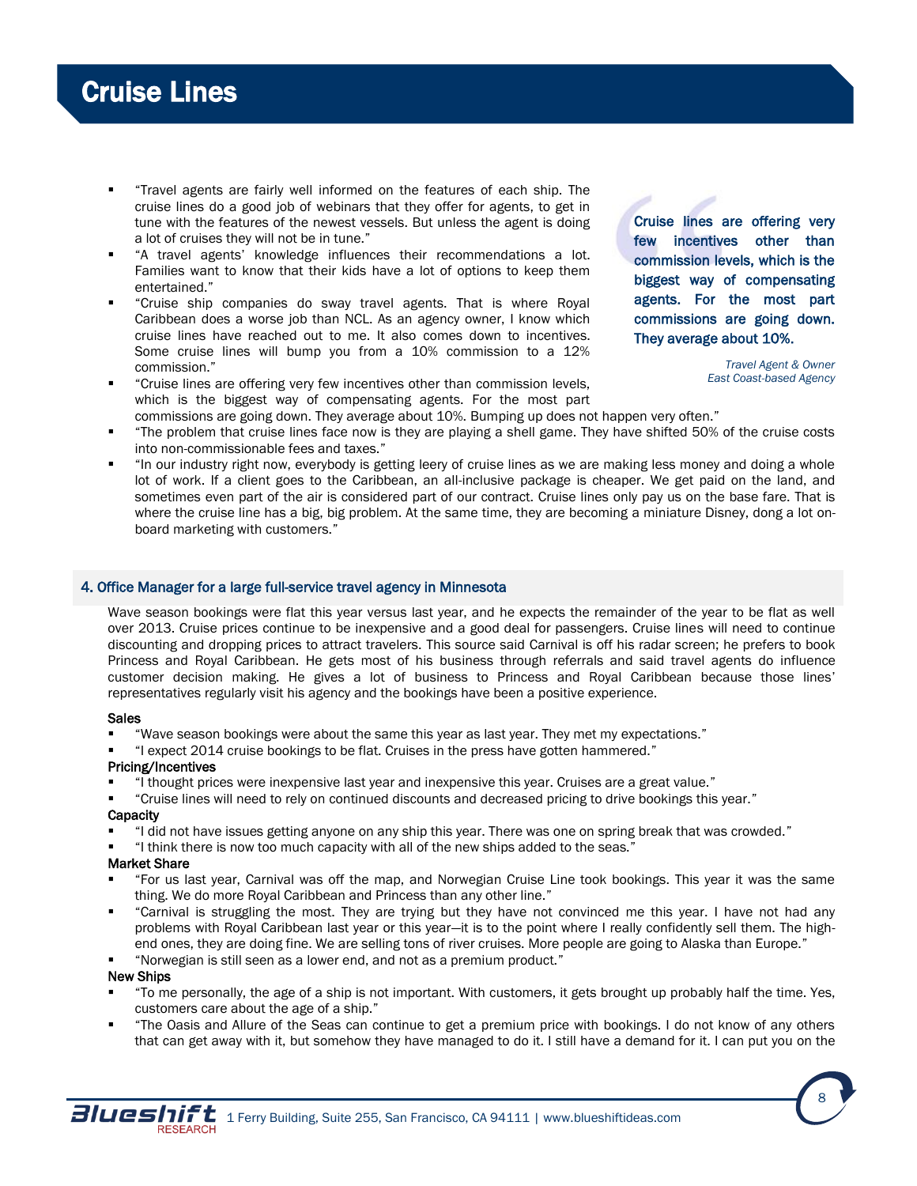# Cruise Lines

- "Travel agents are fairly well informed on the features of each ship. The cruise lines do a good job of webinars that they offer for agents, to get in tune with the features of the newest vessels. But unless the agent is doing a lot of cruises they will not be in tune."
- "A travel agents' knowledge influences their recommendations a lot. Families want to know that their kids have a lot of options to keep them entertained."
- "Cruise ship companies do sway travel agents. That is where Royal Caribbean does a worse job than NCL. As an agency owner, I know which cruise lines have reached out to me. It also comes down to incentives. Some cruise lines will bump you from a 10% commission to a 12% commission."
- "Cruise lines are offering very few incentives other than commission levels, which is the biggest way of compensating agents. For the most part commissions are going down. They average about 10%. Bumping up does not happen very often."
- "The problem that cruise lines face now is they are playing a shell game. They have shifted 50% of the cruise costs into non-commissionable fees and taxes."
- "In our industry right now, everybody is getting leery of cruise lines as we are making less money and doing a whole lot of work. If a client goes to the Caribbean, an all-inclusive package is cheaper. We get paid on the land, and sometimes even part of the air is considered part of our contract. Cruise lines only pay us on the base fare. That is where the cruise line has a big, big problem. At the same time, they are becoming a miniature Disney, dong a lot on-board marketing with customers."

> **Cruise lines are offering very few incentives other than commission levels, which is the biggest way of compensating agents. For the most part commissions are going down. They average about 10%.**
>
> *Travel Agent & Owner*
> *East Coast-based Agency*

### 4. Office Manager for a large full-service travel agency in Minnesota

Wave season bookings were flat this year versus last year, and he expects the remainder of the year to be flat as well over 2013. Cruise prices continue to be inexpensive and a good deal for passengers. Cruise lines will need to continue discounting and dropping prices to attract travelers. This source said Carnival is off his radar screen; he prefers to book Princess and Royal Caribbean. He gets most of his business through referrals and said travel agents do influence customer decision making. He gives a lot of business to Princess and Royal Caribbean because those lines' representatives regularly visit his agency and the bookings have been a positive experience.

**Sales**

- "Wave season bookings were about the same this year as last year. They met my expectations."
- "I expect 2014 cruise bookings to be flat. Cruises in the press have gotten hammered."

**Pricing/Incentives**

- "I thought prices were inexpensive last year and inexpensive this year. Cruises are a great value."
- "Cruise lines will need to rely on continued discounts and decreased pricing to drive bookings this year."

**Capacity**

- "I did not have issues getting anyone on any ship this year. There was one on spring break that was crowded."
- "I think there is now too much capacity with all of the new ships added to the seas."

**Market Share**

- "For us last year, Carnival was off the map, and Norwegian Cruise Line took bookings. This year it was the same thing. We do more Royal Caribbean and Princess than any other line."
- "Carnival is struggling the most. They are trying but they have not convinced me this year. I have not had any problems with Royal Caribbean last year or this year—it is to the point where I really confidently sell them. The high-end ones, they are doing fine. We are selling tons of river cruises. More people are going to Alaska than Europe."
- "Norwegian is still seen as a lower end, and not as a premium product."

**New Ships**

- "To me personally, the age of a ship is not important. With customers, it gets brought up probably half the time. Yes, customers care about the age of a ship."
- "The Oasis and Allure of the Seas can continue to get a premium price with bookings. I do not know of any others that can get away with it, but somehow they have managed to do it. I still have a demand for it. I can put you on the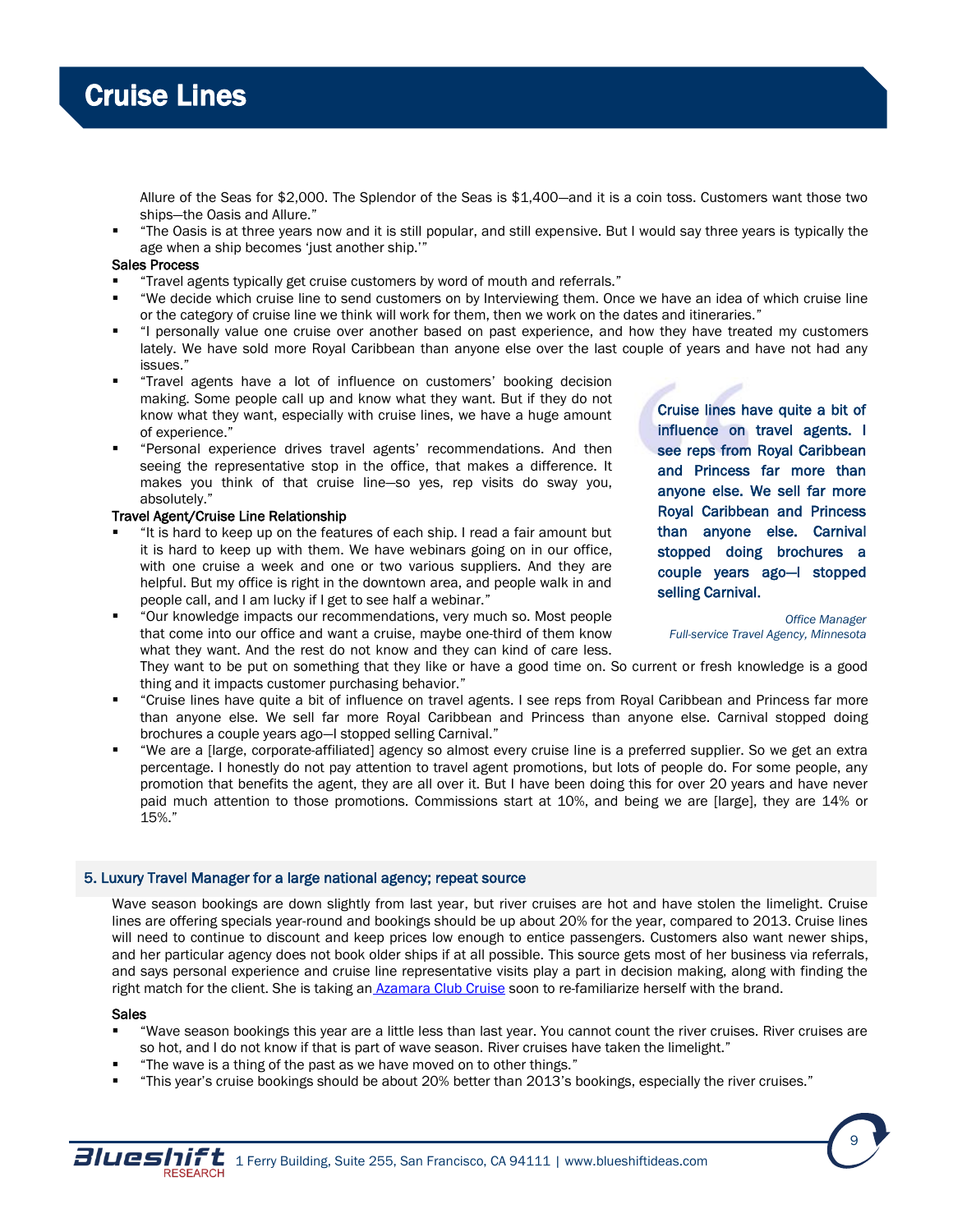Allure of the Seas for $2,000. The Splendor of the Seas is $1,400—and it is a coin toss. Customers want those two ships—the Oasis and Allure."

- "The Oasis is at three years now and it is still popular, and still expensive. But I would say three years is typically the age when a ship becomes 'just another ship.'"

**Sales Process**

- "Travel agents typically get cruise customers by word of mouth and referrals."
- "We decide which cruise line to send customers on by Interviewing them. Once we have an idea of which cruise line or the category of cruise line we think will work for them, then we work on the dates and itineraries."
- "I personally value one cruise over another based on past experience, and how they have treated my customers lately. We have sold more Royal Caribbean than anyone else over the last couple of years and have not had any issues."
- "Travel agents have a lot of influence on customers' booking decision making. Some people call up and know what they want. But if they do not know what they want, especially with cruise lines, we have a huge amount of experience."
- "Personal experience drives travel agents' recommendations. And then seeing the representative stop in the office, that makes a difference. It makes you think of that cruise line—so yes, rep visits do sway you, absolutely."

**Travel Agent/Cruise Line Relationship**

- "It is hard to keep up on the features of each ship. I read a fair amount but it is hard to keep up with them. We have webinars going on in our office, with one cruise a week and one or two various suppliers. And they are helpful. But my office is right in the downtown area, and people walk in and people call, and I am lucky if I get to see half a webinar."
- "Our knowledge impacts our recommendations, very much so. Most people that come into our office and want a cruise, maybe one-third of them know what they want. And the rest do not know and they can kind of care less. They want to be put on something that they like or have a good time on. So current or fresh knowledge is a good thing and it impacts customer purchasing behavior."
- "Cruise lines have quite a bit of influence on travel agents. I see reps from Royal Caribbean and Princess far more than anyone else. We sell far more Royal Caribbean and Princess than anyone else. Carnival stopped doing brochures a couple years ago—I stopped selling Carnival."
- "We are a [large, corporate-affiliated] agency so almost every cruise line is a preferred supplier. So we get an extra percentage. I honestly do not pay attention to travel agent promotions, but lots of people do. For some people, any promotion that benefits the agent, they are all over it. But I have been doing this for over 20 years and have never paid much attention to those promotions. Commissions start at 10%, and being we are [large], they are 14% or 15%."

> **Cruise lines have quite a bit of influence on travel agents. I see reps from Royal Caribbean and Princess far more than anyone else. We sell far more Royal Caribbean and Princess than anyone else. Carnival stopped doing brochures a couple years ago—I stopped selling Carnival.**
>
> *Office Manager*
> *Full-service Travel Agency, Minnesota*

### 5. Luxury Travel Manager for a large national agency; repeat source

Wave season bookings are down slightly from last year, but river cruises are hot and have stolen the limelight. Cruise lines are offering specials year-round and bookings should be up about 20% for the year, compared to 2013. Cruise lines will need to continue to discount and keep prices low enough to entice passengers. Customers also want newer ships, and her particular agency does not book older ships if at all possible. This source gets most of her business via referrals, and says personal experience and cruise line representative visits play a part in decision making, along with finding the right match for the client. She is taking an Azamara Club Cruise soon to re-familiarize herself with the brand.

**Sales**

- "Wave season bookings this year are a little less than last year. You cannot count the river cruises. River cruises are so hot, and I do not know if that is part of wave season. River cruises have taken the limelight."
- "The wave is a thing of the past as we have moved on to other things."
- "This year's cruise bookings should be about 20% better than 2013's bookings, especially the river cruises."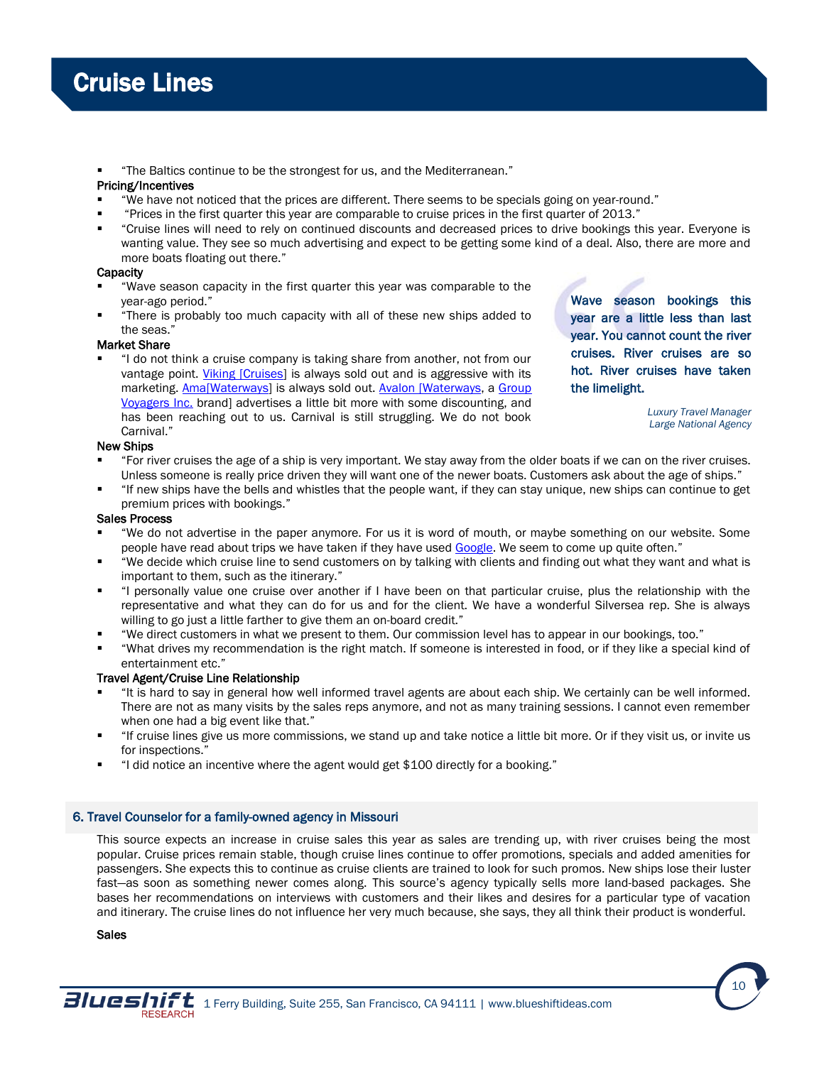- "The Baltics continue to be the strongest for us, and the Mediterranean."

**Pricing/Incentives**

- "We have not noticed that the prices are different. There seems to be specials going on year-round."
- "Prices in the first quarter this year are comparable to cruise prices in the first quarter of 2013."
- "Cruise lines will need to rely on continued discounts and decreased prices to drive bookings this year. Everyone is wanting value. They see so much advertising and expect to be getting some kind of a deal. Also, there are more and more boats floating out there."

**Capacity**

- "Wave season capacity in the first quarter this year was comparable to the year-ago period."
- "There is probably too much capacity with all of these new ships added to the seas."

**Market Share**

- "I do not think a cruise company is taking share from another, not from our vantage point. Viking [Cruises] is always sold out and is aggressive with its marketing. Ama[Waterways] is always sold out. Avalon [Waterways, a Group Voyagers Inc. brand] advertises a little bit more with some discounting, and has been reaching out to us. Carnival is still struggling. We do not book Carnival."

> **Wave season bookings this year are a little less than last year. You cannot count the river cruises. River cruises are so hot. River cruises have taken the limelight.**
>
> *Luxury Travel Manager*
> *Large National Agency*

**New Ships**

- "For river cruises the age of a ship is very important. We stay away from the older boats if we can on the river cruises. Unless someone is really price driven they will want one of the newer boats. Customers ask about the age of ships."
- "If new ships have the bells and whistles that the people want, if they can stay unique, new ships can continue to get premium prices with bookings."

**Sales Process**

- "We do not advertise in the paper anymore. For us it is word of mouth, or maybe something on our website. Some people have read about trips we have taken if they have used Google. We seem to come up quite often."
- "We decide which cruise line to send customers on by talking with clients and finding out what they want and what is important to them, such as the itinerary."
- "I personally value one cruise over another if I have been on that particular cruise, plus the relationship with the representative and what they can do for us and for the client. We have a wonderful Silversea rep. She is always willing to go just a little farther to give them an on-board credit."
- "We direct customers in what we present to them. Our commission level has to appear in our bookings, too."
- "What drives my recommendation is the right match. If someone is interested in food, or if they like a special kind of entertainment etc."

**Travel Agent/Cruise Line Relationship**

- "It is hard to say in general how well informed travel agents are about each ship. We certainly can be well informed. There are not as many visits by the sales reps anymore, and not as many training sessions. I cannot even remember when one had a big event like that."
- "If cruise lines give us more commissions, we stand up and take notice a little bit more. Or if they visit us, or invite us for inspections."
- "I did notice an incentive where the agent would get $100 directly for a booking."

## 6. Travel Counselor for a family-owned agency in Missouri

This source expects an increase in cruise sales this year as sales are trending up, with river cruises being the most popular. Cruise prices remain stable, though cruise lines continue to offer promotions, specials and added amenities for passengers. She expects this to continue as cruise clients are trained to look for such promos. New ships lose their luster fast—as soon as something newer comes along. This source's agency typically sells more land-based packages. She bases her recommendations on interviews with customers and their likes and desires for a particular type of vacation and itinerary. The cruise lines do not influence her very much because, she says, they all think their product is wonderful.

**Sales**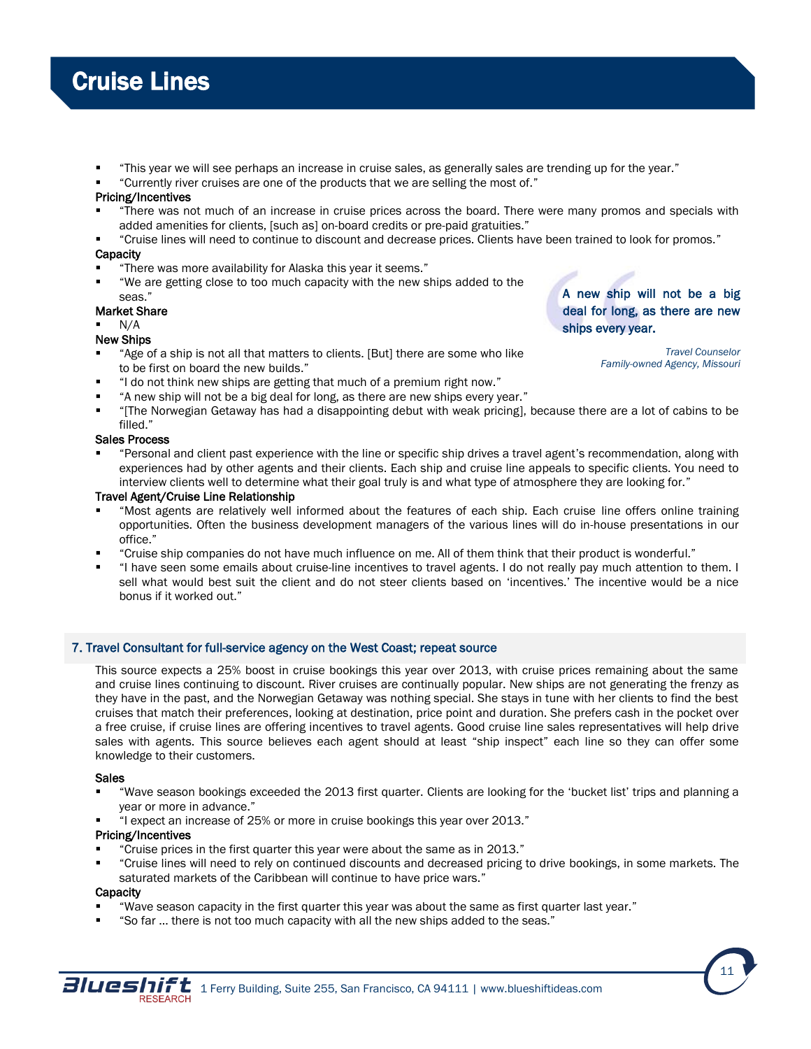- "This year we will see perhaps an increase in cruise sales, as generally sales are trending up for the year."
- "Currently river cruises are one of the products that we are selling the most of."

**Pricing/Incentives**

- "There was not much of an increase in cruise prices across the board. There were many promos and specials with added amenities for clients, [such as] on-board credits or pre-paid gratuities."
- "Cruise lines will need to continue to discount and decrease prices. Clients have been trained to look for promos."

**Capacity**

- "There was more availability for Alaska this year it seems."
- "We are getting close to too much capacity with the new ships added to the seas."

**Market Share**

- N/A

**New Ships**

- "Age of a ship is not all that matters to clients. [But] there are some who like to be first on board the new builds."
- "I do not think new ships are getting that much of a premium right now."
- "A new ship will not be a big deal for long, as there are new ships every year."
- "[The Norwegian Getaway has had a disappointing debut with weak pricing], because there are a lot of cabins to be filled."

> A new ship will not be a big deal for long, as there are new ships every year.
>
> *Travel Counselor*
> *Family-owned Agency, Missouri*

**Sales Process**

- "Personal and client past experience with the line or specific ship drives a travel agent's recommendation, along with experiences had by other agents and their clients. Each ship and cruise line appeals to specific clients. You need to interview clients well to determine what their goal truly is and what type of atmosphere they are looking for."

**Travel Agent/Cruise Line Relationship**

- "Most agents are relatively well informed about the features of each ship. Each cruise line offers online training opportunities. Often the business development managers of the various lines will do in-house presentations in our office."
- "Cruise ship companies do not have much influence on me. All of them think that their product is wonderful."
- "I have seen some emails about cruise-line incentives to travel agents. I do not really pay much attention to them. I sell what would best suit the client and do not steer clients based on 'incentives.' The incentive would be a nice bonus if it worked out."

## 7. Travel Consultant for full-service agency on the West Coast; repeat source

This source expects a 25% boost in cruise bookings this year over 2013, with cruise prices remaining about the same and cruise lines continuing to discount. River cruises are continually popular. New ships are not generating the frenzy as they have in the past, and the Norwegian Getaway was nothing special. She stays in tune with her clients to find the best cruises that match their preferences, looking at destination, price point and duration. She prefers cash in the pocket over a free cruise, if cruise lines are offering incentives to travel agents. Good cruise line sales representatives will help drive sales with agents. This source believes each agent should at least "ship inspect" each line so they can offer some knowledge to their customers.

**Sales**

- "Wave season bookings exceeded the 2013 first quarter. Clients are looking for the 'bucket list' trips and planning a year or more in advance."
- "I expect an increase of 25% or more in cruise bookings this year over 2013."

**Pricing/Incentives**

- "Cruise prices in the first quarter this year were about the same as in 2013."
- "Cruise lines will need to rely on continued discounts and decreased pricing to drive bookings, in some markets. The saturated markets of the Caribbean will continue to have price wars."

**Capacity**

- "Wave season capacity in the first quarter this year was about the same as first quarter last year."
- "So far … there is not too much capacity with all the new ships added to the seas."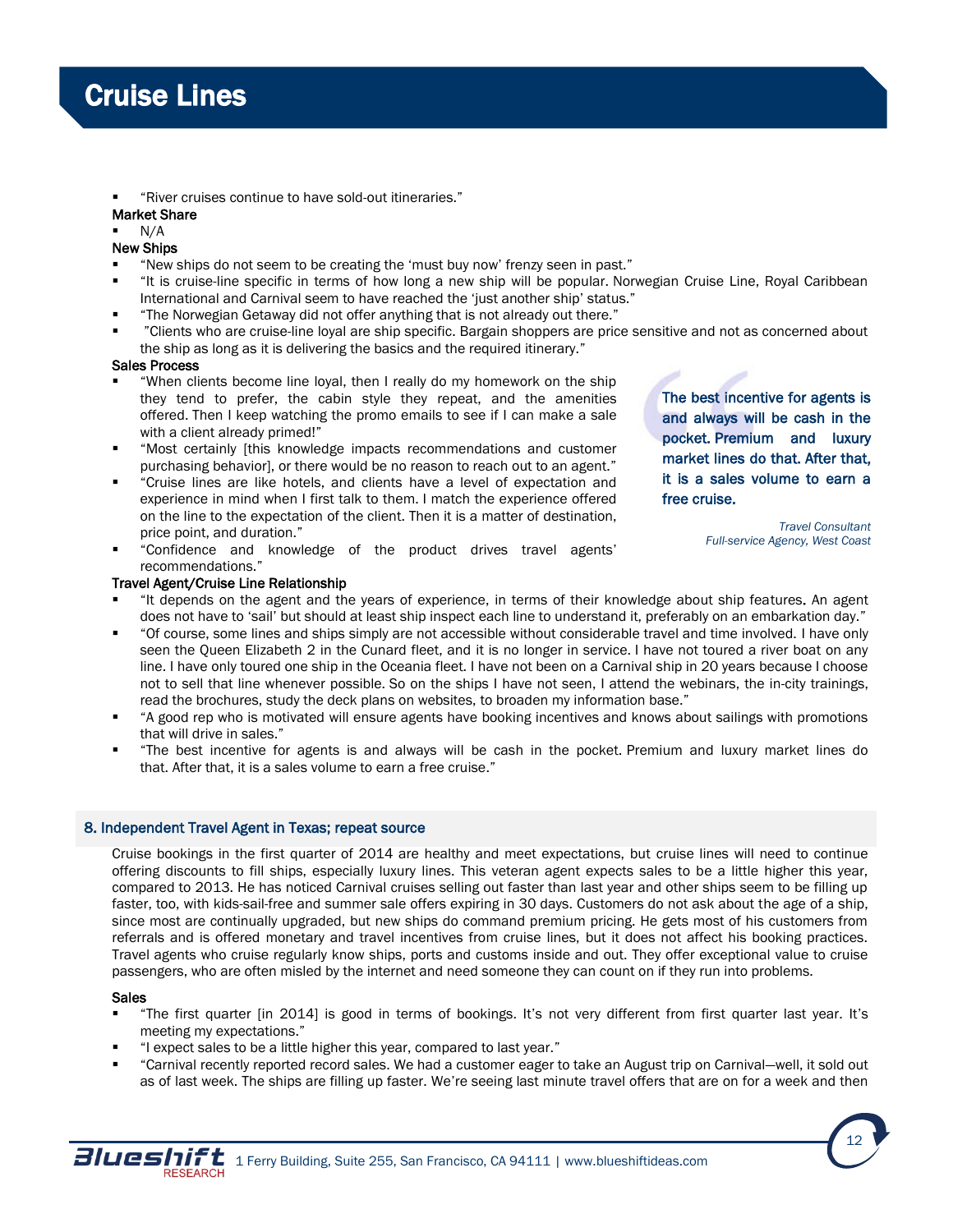# Cruise Lines

- "River cruises continue to have sold-out itineraries."

**Market Share**

- N/A

**New Ships**

- "New ships do not seem to be creating the 'must buy now' frenzy seen in past."
- "It is cruise-line specific in terms of how long a new ship will be popular. Norwegian Cruise Line, Royal Caribbean International and Carnival seem to have reached the 'just another ship' status."
- "The Norwegian Getaway did not offer anything that is not already out there."
- "Clients who are cruise-line loyal are ship specific. Bargain shoppers are price sensitive and not as concerned about the ship as long as it is delivering the basics and the required itinerary."

**Sales Process**

- "When clients become line loyal, then I really do my homework on the ship they tend to prefer, the cabin style they repeat, and the amenities offered. Then I keep watching the promo emails to see if I can make a sale with a client already primed!"
- "Most certainly [this knowledge impacts recommendations and customer purchasing behavior], or there would be no reason to reach out to an agent."
- "Cruise lines are like hotels, and clients have a level of expectation and experience in mind when I first talk to them. I match the experience offered on the line to the expectation of the client. Then it is a matter of destination, price point, and duration."
- "Confidence and knowledge of the product drives travel agents' recommendations."

> **The best incentive for agents is and always will be cash in the pocket. Premium and luxury market lines do that. After that, it is a sales volume to earn a free cruise.**
>
> *Travel Consultant*
> *Full-service Agency, West Coast*

**Travel Agent/Cruise Line Relationship**

- "It depends on the agent and the years of experience, in terms of their knowledge about ship features. An agent does not have to 'sail' but should at least ship inspect each line to understand it, preferably on an embarkation day."
- "Of course, some lines and ships simply are not accessible without considerable travel and time involved. I have only seen the Queen Elizabeth 2 in the Cunard fleet, and it is no longer in service. I have not toured a river boat on any line. I have only toured one ship in the Oceania fleet. I have not been on a Carnival ship in 20 years because I choose not to sell that line whenever possible. So on the ships I have not seen, I attend the webinars, the in-city trainings, read the brochures, study the deck plans on websites, to broaden my information base."
- "A good rep who is motivated will ensure agents have booking incentives and knows about sailings with promotions that will drive in sales."
- "The best incentive for agents is and always will be cash in the pocket. Premium and luxury market lines do that. After that, it is a sales volume to earn a free cruise."

## 8. Independent Travel Agent in Texas; repeat source

Cruise bookings in the first quarter of 2014 are healthy and meet expectations, but cruise lines will need to continue offering discounts to fill ships, especially luxury lines. This veteran agent expects sales to be a little higher this year, compared to 2013. He has noticed Carnival cruises selling out faster than last year and other ships seem to be filling up faster, too, with kids-sail-free and summer sale offers expiring in 30 days. Customers do not ask about the age of a ship, since most are continually upgraded, but new ships do command premium pricing. He gets most of his customers from referrals and is offered monetary and travel incentives from cruise lines, but it does not affect his booking practices. Travel agents who cruise regularly know ships, ports and customs inside and out. They offer exceptional value to cruise passengers, who are often misled by the internet and need someone they can count on if they run into problems.

**Sales**

- "The first quarter [in 2014] is good in terms of bookings. It's not very different from first quarter last year. It's meeting my expectations."
- "I expect sales to be a little higher this year, compared to last year."
- "Carnival recently reported record sales. We had a customer eager to take an August trip on Carnival—well, it sold out as of last week. The ships are filling up faster. We're seeing last minute travel offers that are on for a week and then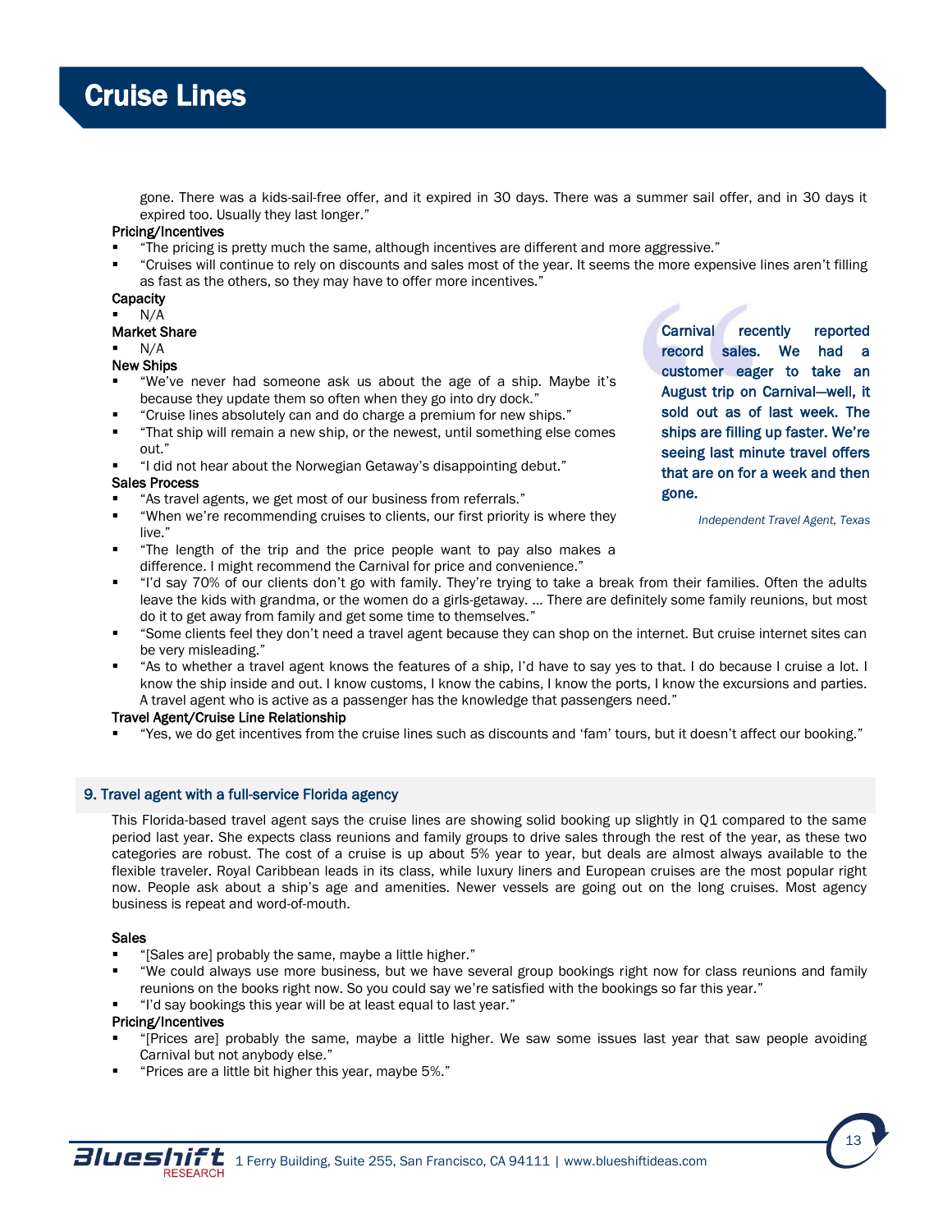gone. There was a kids-sail-free offer, and it expired in 30 days. There was a summer sail offer, and in 30 days it expired too. Usually they last longer."

**Pricing/Incentives**

- "The pricing is pretty much the same, although incentives are different and more aggressive."
- "Cruises will continue to rely on discounts and sales most of the year. It seems the more expensive lines aren't filling as fast as the others, so they may have to offer more incentives."

**Capacity**

- N/A

**Market Share**

- N/A

**New Ships**

- "We've never had someone ask us about the age of a ship. Maybe it's because they update them so often when they go into dry dock."
- "Cruise lines absolutely can and do charge a premium for new ships."
- "That ship will remain a new ship, or the newest, until something else comes out."
- "I did not hear about the Norwegian Getaway's disappointing debut."

**Sales Process**

- "As travel agents, we get most of our business from referrals."
- "When we're recommending cruises to clients, our first priority is where they live."
- "The length of the trip and the price people want to pay also makes a difference. I might recommend the Carnival for price and convenience."
- "I'd say 70% of our clients don't go with family. They're trying to take a break from their families. Often the adults leave the kids with grandma, or the women do a girls-getaway. … There are definitely some family reunions, but most do it to get away from family and get some time to themselves."
- "Some clients feel they don't need a travel agent because they can shop on the internet. But cruise internet sites can be very misleading."
- "As to whether a travel agent knows the features of a ship, I'd have to say yes to that. I do because I cruise a lot. I know the ship inside and out. I know customs, I know the cabins, I know the ports, I know the excursions and parties. A travel agent who is active as a passenger has the knowledge that passengers need."

**Travel Agent/Cruise Line Relationship**

- "Yes, we do get incentives from the cruise lines such as discounts and 'fam' tours, but it doesn't affect our booking."

> **Carnival recently reported record sales. We had a customer eager to take an August trip on Carnival—well, it sold out as of last week. The ships are filling up faster. We're seeing last minute travel offers that are on for a week and then gone.**
>
> *Independent Travel Agent, Texas*

### 9. Travel agent with a full-service Florida agency

This Florida-based travel agent says the cruise lines are showing solid booking up slightly in Q1 compared to the same period last year. She expects class reunions and family groups to drive sales through the rest of the year, as these two categories are robust. The cost of a cruise is up about 5% year to year, but deals are almost always available to the flexible traveler. Royal Caribbean leads in its class, while luxury liners and European cruises are the most popular right now. People ask about a ship's age and amenities. Newer vessels are going out on the long cruises. Most agency business is repeat and word-of-mouth.

**Sales**

- "[Sales are] probably the same, maybe a little higher."
- "We could always use more business, but we have several group bookings right now for class reunions and family reunions on the books right now. So you could say we're satisfied with the bookings so far this year."
- "I'd say bookings this year will be at least equal to last year."

**Pricing/Incentives**

- "[Prices are] probably the same, maybe a little higher. We saw some issues last year that saw people avoiding Carnival but not anybody else."
- "Prices are a little bit higher this year, maybe 5%."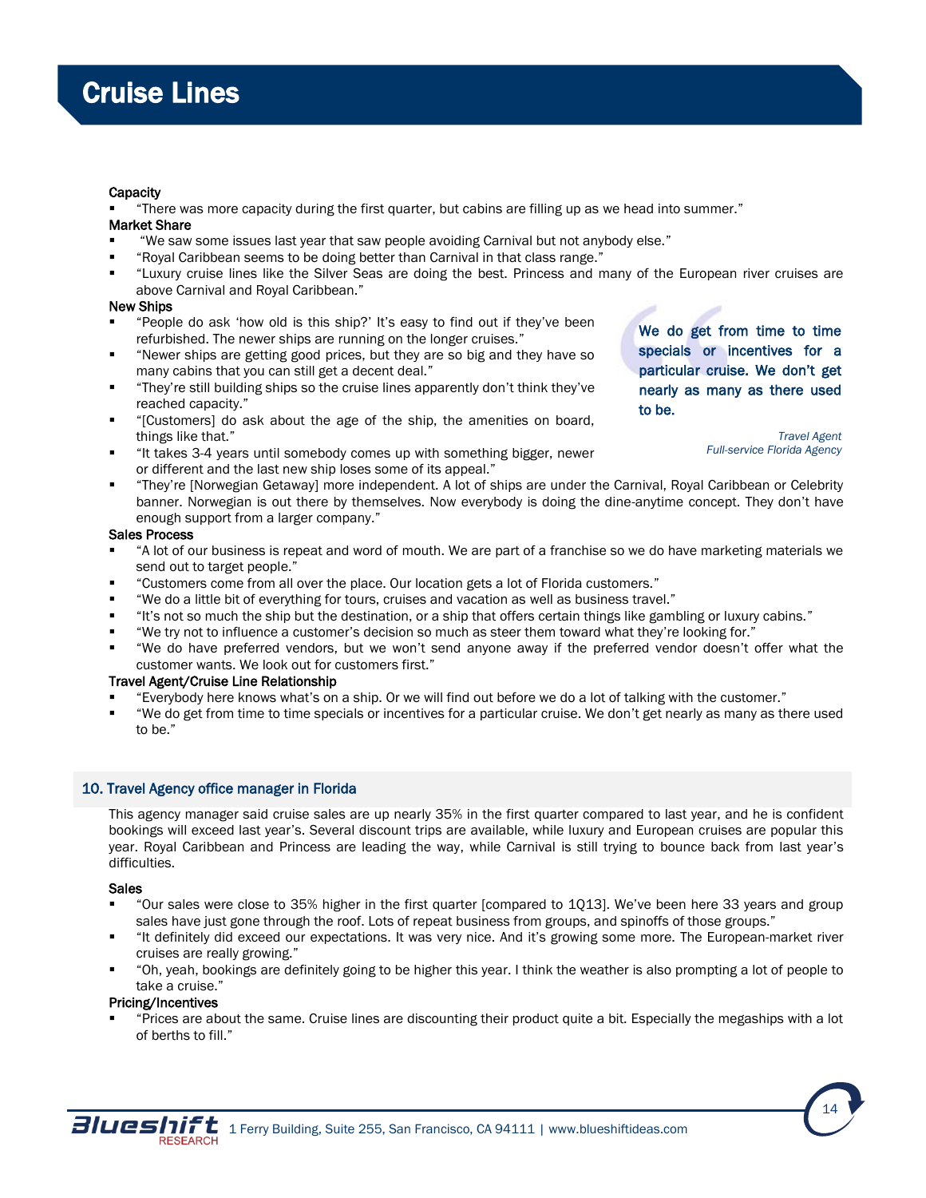# Cruise Lines

**Capacity**

- "There was more capacity during the first quarter, but cabins are filling up as we head into summer."

**Market Share**

- "We saw some issues last year that saw people avoiding Carnival but not anybody else."
- "Royal Caribbean seems to be doing better than Carnival in that class range."
- "Luxury cruise lines like the Silver Seas are doing the best. Princess and many of the European river cruises are above Carnival and Royal Caribbean."

**New Ships**

- "People do ask 'how old is this ship?' It's easy to find out if they've been refurbished. The newer ships are running on the longer cruises."
- "Newer ships are getting good prices, but they are so big and they have so many cabins that you can still get a decent deal."
- "They're still building ships so the cruise lines apparently don't think they've reached capacity."
- "[Customers] do ask about the age of the ship, the amenities on board, things like that."
- "It takes 3-4 years until somebody comes up with something bigger, newer or different and the last new ship loses some of its appeal."
- "They're [Norwegian Getaway] more independent. A lot of ships are under the Carnival, Royal Caribbean or Celebrity banner. Norwegian is out there by themselves. Now everybody is doing the dine-anytime concept. They don't have enough support from a larger company."

> **We do get from time to time specials or incentives for a particular cruise. We don't get nearly as many as there used to be.**
>
> *Travel Agent*
> *Full-service Florida Agency*

**Sales Process**

- "A lot of our business is repeat and word of mouth. We are part of a franchise so we do have marketing materials we send out to target people."
- "Customers come from all over the place. Our location gets a lot of Florida customers."
- "We do a little bit of everything for tours, cruises and vacation as well as business travel."
- "It's not so much the ship but the destination, or a ship that offers certain things like gambling or luxury cabins."
- "We try not to influence a customer's decision so much as steer them toward what they're looking for."
- "We do have preferred vendors, but we won't send anyone away if the preferred vendor doesn't offer what the customer wants. We look out for customers first."

**Travel Agent/Cruise Line Relationship**

- "Everybody here knows what's on a ship. Or we will find out before we do a lot of talking with the customer."
- "We do get from time to time specials or incentives for a particular cruise. We don't get nearly as many as there used to be."

## 10. Travel Agency office manager in Florida

This agency manager said cruise sales are up nearly 35% in the first quarter compared to last year, and he is confident bookings will exceed last year's. Several discount trips are available, while luxury and European cruises are popular this year. Royal Caribbean and Princess are leading the way, while Carnival is still trying to bounce back from last year's difficulties.

**Sales**

- "Our sales were close to 35% higher in the first quarter [compared to 1Q13]. We've been here 33 years and group sales have just gone through the roof. Lots of repeat business from groups, and spinoffs of those groups."
- "It definitely did exceed our expectations. It was very nice. And it's growing some more. The European-market river cruises are really growing."
- "Oh, yeah, bookings are definitely going to be higher this year. I think the weather is also prompting a lot of people to take a cruise."

**Pricing/Incentives**

- "Prices are about the same. Cruise lines are discounting their product quite a bit. Especially the megaships with a lot of berths to fill."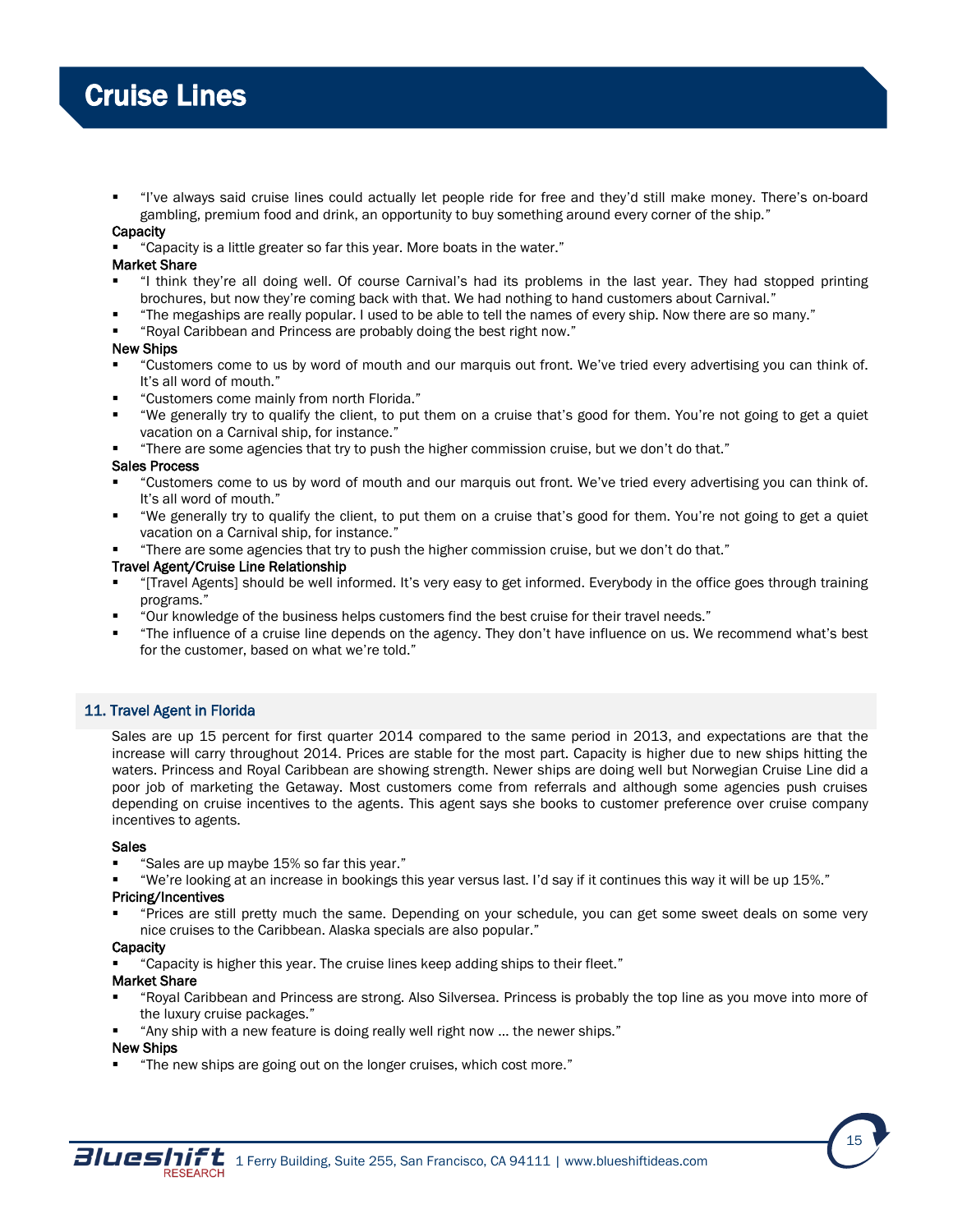# Cruise Lines

- "I've always said cruise lines could actually let people ride for free and they'd still make money. There's on-board gambling, premium food and drink, an opportunity to buy something around every corner of the ship."

**Capacity**

- "Capacity is a little greater so far this year. More boats in the water."

**Market Share**

- "I think they're all doing well. Of course Carnival's had its problems in the last year. They had stopped printing brochures, but now they're coming back with that. We had nothing to hand customers about Carnival."
- "The megaships are really popular. I used to be able to tell the names of every ship. Now there are so many."
- "Royal Caribbean and Princess are probably doing the best right now."

**New Ships**

- "Customers come to us by word of mouth and our marquis out front. We've tried every advertising you can think of. It's all word of mouth."
- "Customers come mainly from north Florida."
- "We generally try to qualify the client, to put them on a cruise that's good for them. You're not going to get a quiet vacation on a Carnival ship, for instance."
- "There are some agencies that try to push the higher commission cruise, but we don't do that."

**Sales Process**

- "Customers come to us by word of mouth and our marquis out front. We've tried every advertising you can think of. It's all word of mouth."
- "We generally try to qualify the client, to put them on a cruise that's good for them. You're not going to get a quiet vacation on a Carnival ship, for instance."
- "There are some agencies that try to push the higher commission cruise, but we don't do that."

**Travel Agent/Cruise Line Relationship**

- "[Travel Agents] should be well informed. It's very easy to get informed. Everybody in the office goes through training programs."
- "Our knowledge of the business helps customers find the best cruise for their travel needs."
- "The influence of a cruise line depends on the agency. They don't have influence on us. We recommend what's best for the customer, based on what we're told."

## 11. Travel Agent in Florida

Sales are up 15 percent for first quarter 2014 compared to the same period in 2013, and expectations are that the increase will carry throughout 2014. Prices are stable for the most part. Capacity is higher due to new ships hitting the waters. Princess and Royal Caribbean are showing strength. Newer ships are doing well but Norwegian Cruise Line did a poor job of marketing the Getaway. Most customers come from referrals and although some agencies push cruises depending on cruise incentives to the agents. This agent says she books to customer preference over cruise company incentives to agents.

**Sales**

- "Sales are up maybe 15% so far this year."
- "We're looking at an increase in bookings this year versus last. I'd say if it continues this way it will be up 15%."

**Pricing/Incentives**

- "Prices are still pretty much the same. Depending on your schedule, you can get some sweet deals on some very nice cruises to the Caribbean. Alaska specials are also popular."

**Capacity**

- "Capacity is higher this year. The cruise lines keep adding ships to their fleet."

**Market Share**

- "Royal Caribbean and Princess are strong. Also Silversea. Princess is probably the top line as you move into more of the luxury cruise packages."
- "Any ship with a new feature is doing really well right now … the newer ships."

**New Ships**

- "The new ships are going out on the longer cruises, which cost more."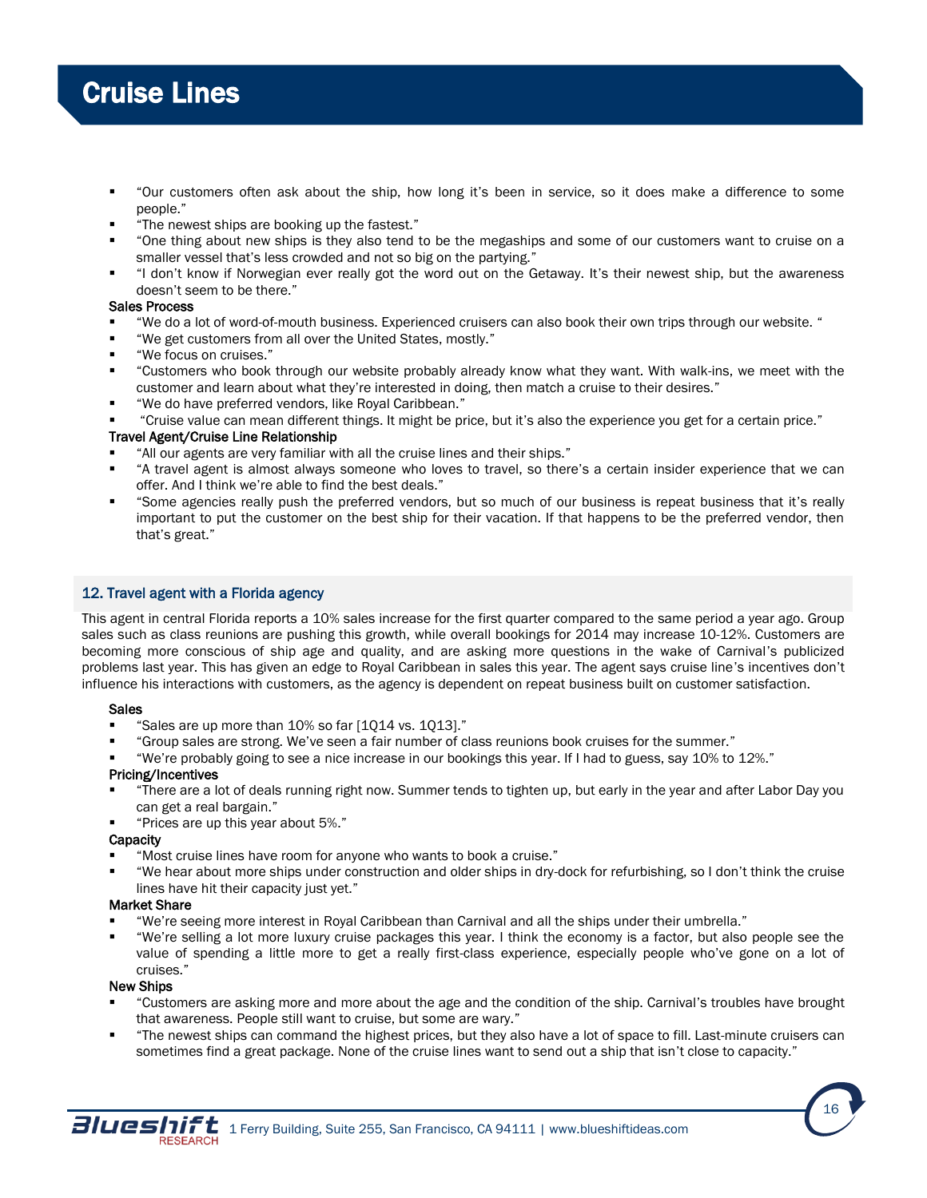- "Our customers often ask about the ship, how long it's been in service, so it does make a difference to some people."
- "The newest ships are booking up the fastest."
- "One thing about new ships is they also tend to be the megaships and some of our customers want to cruise on a smaller vessel that's less crowded and not so big on the partying."
- "I don't know if Norwegian ever really got the word out on the Getaway. It's their newest ship, but the awareness doesn't seem to be there."

**Sales Process**

- "We do a lot of word-of-mouth business. Experienced cruisers can also book their own trips through our website. "
- "We get customers from all over the United States, mostly."
- "We focus on cruises."
- "Customers who book through our website probably already know what they want. With walk-ins, we meet with the customer and learn about what they're interested in doing, then match a cruise to their desires."
- "We do have preferred vendors, like Royal Caribbean."
- "Cruise value can mean different things. It might be price, but it's also the experience you get for a certain price."

**Travel Agent/Cruise Line Relationship**

- "All our agents are very familiar with all the cruise lines and their ships."
- "A travel agent is almost always someone who loves to travel, so there's a certain insider experience that we can offer. And I think we're able to find the best deals."
- "Some agencies really push the preferred vendors, but so much of our business is repeat business that it's really important to put the customer on the best ship for their vacation. If that happens to be the preferred vendor, then that's great."

## 12. Travel agent with a Florida agency

This agent in central Florida reports a 10% sales increase for the first quarter compared to the same period a year ago. Group sales such as class reunions are pushing this growth, while overall bookings for 2014 may increase 10-12%. Customers are becoming more conscious of ship age and quality, and are asking more questions in the wake of Carnival's publicized problems last year. This has given an edge to Royal Caribbean in sales this year. The agent says cruise line's incentives don't influence his interactions with customers, as the agency is dependent on repeat business built on customer satisfaction.

**Sales**

- "Sales are up more than 10% so far [1Q14 vs. 1Q13]."
- "Group sales are strong. We've seen a fair number of class reunions book cruises for the summer."
- "We're probably going to see a nice increase in our bookings this year. If I had to guess, say 10% to 12%."

**Pricing/Incentives**

- "There are a lot of deals running right now. Summer tends to tighten up, but early in the year and after Labor Day you can get a real bargain."
- "Prices are up this year about 5%."

**Capacity**

- "Most cruise lines have room for anyone who wants to book a cruise."
- "We hear about more ships under construction and older ships in dry-dock for refurbishing, so I don't think the cruise lines have hit their capacity just yet."

**Market Share**

- "We're seeing more interest in Royal Caribbean than Carnival and all the ships under their umbrella."
- "We're selling a lot more luxury cruise packages this year. I think the economy is a factor, but also people see the value of spending a little more to get a really first-class experience, especially people who've gone on a lot of cruises."

**New Ships**

- "Customers are asking more and more about the age and the condition of the ship. Carnival's troubles have brought that awareness. People still want to cruise, but some are wary."
- "The newest ships can command the highest prices, but they also have a lot of space to fill. Last-minute cruisers can sometimes find a great package. None of the cruise lines want to send out a ship that isn't close to capacity."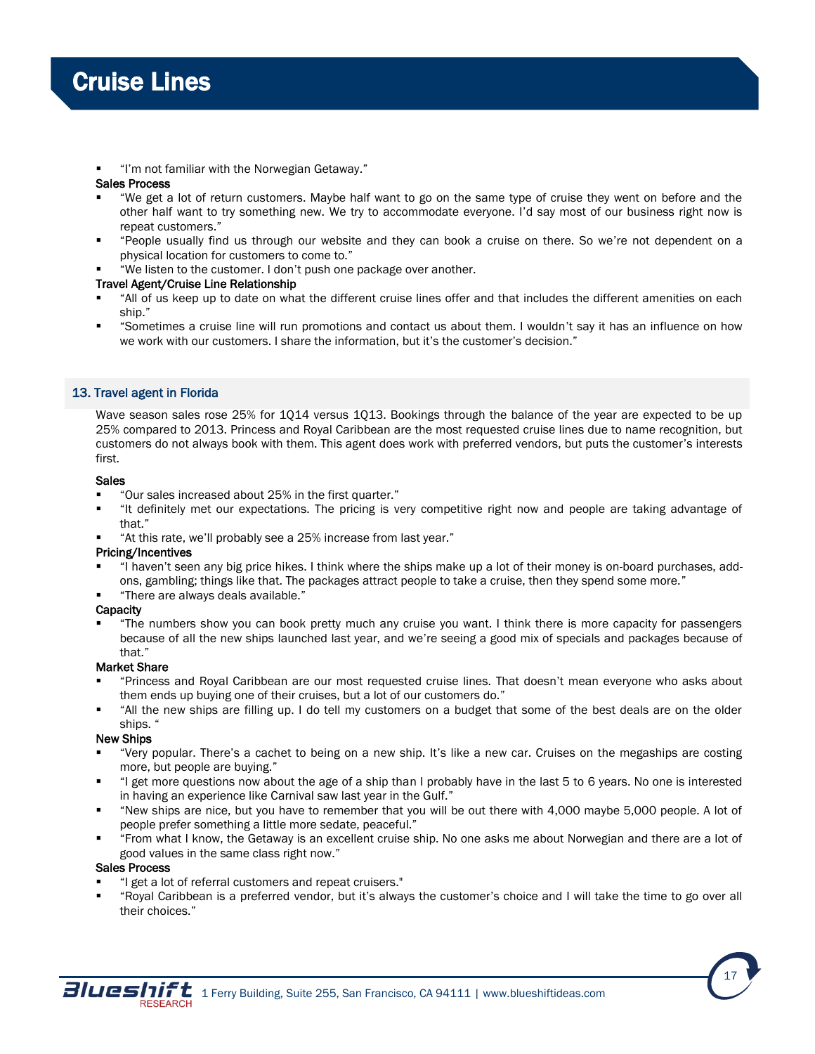- "I'm not familiar with the Norwegian Getaway."

**Sales Process**

- "We get a lot of return customers. Maybe half want to go on the same type of cruise they went on before and the other half want to try something new. We try to accommodate everyone. I'd say most of our business right now is repeat customers."
- "People usually find us through our website and they can book a cruise on there. So we're not dependent on a physical location for customers to come to."
- "We listen to the customer. I don't push one package over another.

**Travel Agent/Cruise Line Relationship**

- "All of us keep up to date on what the different cruise lines offer and that includes the different amenities on each ship."
- "Sometimes a cruise line will run promotions and contact us about them. I wouldn't say it has an influence on how we work with our customers. I share the information, but it's the customer's decision."

### 13. Travel agent in Florida

Wave season sales rose 25% for 1Q14 versus 1Q13. Bookings through the balance of the year are expected to be up 25% compared to 2013. Princess and Royal Caribbean are the most requested cruise lines due to name recognition, but customers do not always book with them. This agent does work with preferred vendors, but puts the customer's interests first.

**Sales**

- "Our sales increased about 25% in the first quarter."
- "It definitely met our expectations. The pricing is very competitive right now and people are taking advantage of that."
- "At this rate, we'll probably see a 25% increase from last year."

**Pricing/Incentives**

- "I haven't seen any big price hikes. I think where the ships make up a lot of their money is on-board purchases, add-ons, gambling; things like that. The packages attract people to take a cruise, then they spend some more."
- "There are always deals available."

**Capacity**

- "The numbers show you can book pretty much any cruise you want. I think there is more capacity for passengers because of all the new ships launched last year, and we're seeing a good mix of specials and packages because of that."

**Market Share**

- "Princess and Royal Caribbean are our most requested cruise lines. That doesn't mean everyone who asks about them ends up buying one of their cruises, but a lot of our customers do."
- "All the new ships are filling up. I do tell my customers on a budget that some of the best deals are on the older ships. "

**New Ships**

- "Very popular. There's a cachet to being on a new ship. It's like a new car. Cruises on the megaships are costing more, but people are buying."
- "I get more questions now about the age of a ship than I probably have in the last 5 to 6 years. No one is interested in having an experience like Carnival saw last year in the Gulf."
- "New ships are nice, but you have to remember that you will be out there with 4,000 maybe 5,000 people. A lot of people prefer something a little more sedate, peaceful."
- "From what I know, the Getaway is an excellent cruise ship. No one asks me about Norwegian and there are a lot of good values in the same class right now."

**Sales Process**

- "I get a lot of referral customers and repeat cruisers."
- "Royal Caribbean is a preferred vendor, but it's always the customer's choice and I will take the time to go over all their choices."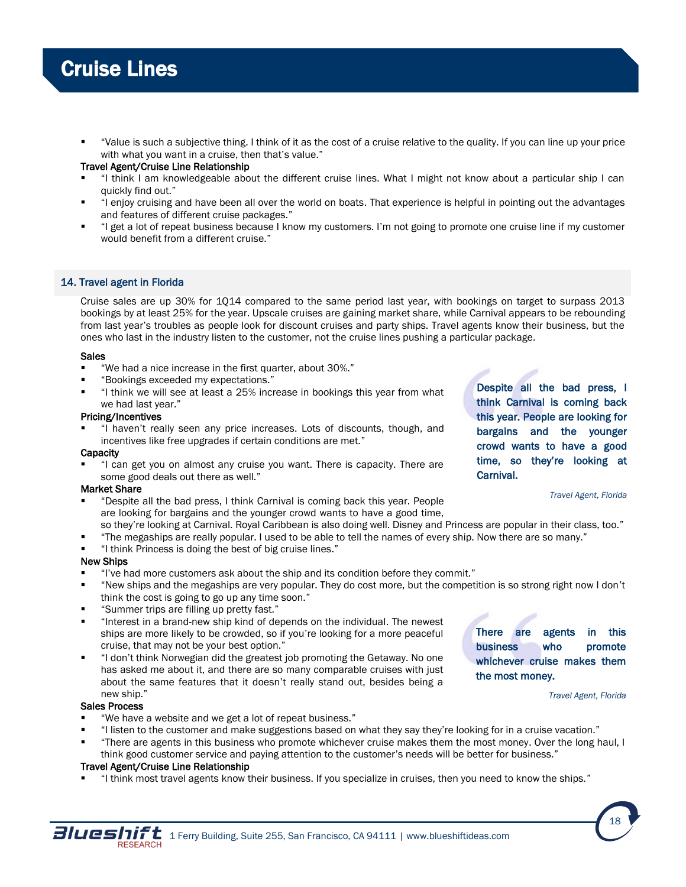# Cruise Lines

- "Value is such a subjective thing. I think of it as the cost of a cruise relative to the quality. If you can line up your price with what you want in a cruise, then that's value."

**Travel Agent/Cruise Line Relationship**

- "I think I am knowledgeable about the different cruise lines. What I might not know about a particular ship I can quickly find out."
- "I enjoy cruising and have been all over the world on boats. That experience is helpful in pointing out the advantages and features of different cruise packages."
- "I get a lot of repeat business because I know my customers. I'm not going to promote one cruise line if my customer would benefit from a different cruise."

## 14. Travel agent in Florida

Cruise sales are up 30% for 1Q14 compared to the same period last year, with bookings on target to surpass 2013 bookings by at least 25% for the year. Upscale cruises are gaining market share, while Carnival appears to be rebounding from last year's troubles as people look for discount cruises and party ships. Travel agents know their business, but the ones who last in the industry listen to the customer, not the cruise lines pushing a particular package.

**Sales**

- "We had a nice increase in the first quarter, about 30%."
- "Bookings exceeded my expectations."
- "I think we will see at least a 25% increase in bookings this year from what we had last year."

**Pricing/Incentives**

- "I haven't really seen any price increases. Lots of discounts, though, and incentives like free upgrades if certain conditions are met."

**Capacity**

- "I can get you on almost any cruise you want. There is capacity. There are some good deals out there as well."

**Market Share**

- "Despite all the bad press, I think Carnival is coming back this year. People are looking for bargains and the younger crowd wants to have a good time, so they're looking at Carnival. Royal Caribbean is also doing well. Disney and Princess are popular in their class, too."
- "The megaships are really popular. I used to be able to tell the names of every ship. Now there are so many."
- "I think Princess is doing the best of big cruise lines."

> **Despite all the bad press, I think Carnival is coming back this year. People are looking for bargains and the younger crowd wants to have a good time, so they're looking at Carnival.**
>
> *Travel Agent, Florida*

**New Ships**

- "I've had more customers ask about the ship and its condition before they commit."
- "New ships and the megaships are very popular. They do cost more, but the competition is so strong right now I don't think the cost is going to go up any time soon."
- "Summer trips are filling up pretty fast."
- "Interest in a brand-new ship kind of depends on the individual. The newest ships are more likely to be crowded, so if you're looking for a more peaceful cruise, that may not be your best option."
- "I don't think Norwegian did the greatest job promoting the Getaway. No one has asked me about it, and there are so many comparable cruises with just about the same features that it doesn't really stand out, besides being a new ship."

> **There are agents in this business who promote whichever cruise makes them the most money.**
>
> *Travel Agent, Florida*

**Sales Process**

- "We have a website and we get a lot of repeat business."
- "I listen to the customer and make suggestions based on what they say they're looking for in a cruise vacation."
- "There are agents in this business who promote whichever cruise makes them the most money. Over the long haul, I think good customer service and paying attention to the customer's needs will be better for business."

**Travel Agent/Cruise Line Relationship**

- "I think most travel agents know their business. If you specialize in cruises, then you need to know the ships."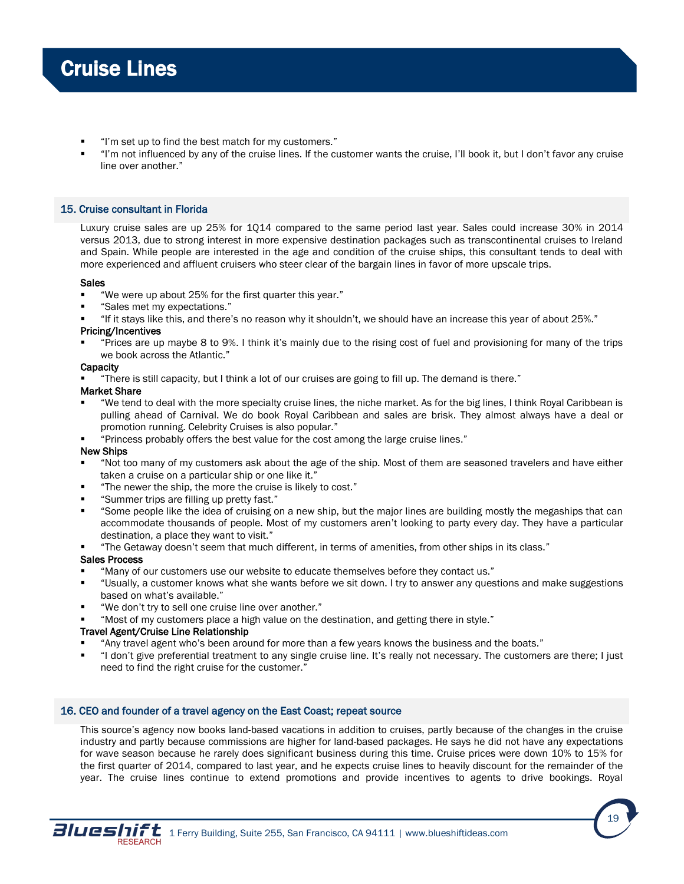- "I'm set up to find the best match for my customers."
- "I'm not influenced by any of the cruise lines. If the customer wants the cruise, I'll book it, but I don't favor any cruise line over another."

### 15. Cruise consultant in Florida

Luxury cruise sales are up 25% for 1Q14 compared to the same period last year. Sales could increase 30% in 2014 versus 2013, due to strong interest in more expensive destination packages such as transcontinental cruises to Ireland and Spain. While people are interested in the age and condition of the cruise ships, this consultant tends to deal with more experienced and affluent cruisers who steer clear of the bargain lines in favor of more upscale trips.

**Sales**

- "We were up about 25% for the first quarter this year."
- "Sales met my expectations."
- "If it stays like this, and there's no reason why it shouldn't, we should have an increase this year of about 25%."

**Pricing/Incentives**

- "Prices are up maybe 8 to 9%. I think it's mainly due to the rising cost of fuel and provisioning for many of the trips we book across the Atlantic."

**Capacity**

- "There is still capacity, but I think a lot of our cruises are going to fill up. The demand is there."

**Market Share**

- "We tend to deal with the more specialty cruise lines, the niche market. As for the big lines, I think Royal Caribbean is pulling ahead of Carnival. We do book Royal Caribbean and sales are brisk. They almost always have a deal or promotion running. Celebrity Cruises is also popular."
- "Princess probably offers the best value for the cost among the large cruise lines."

**New Ships**

- "Not too many of my customers ask about the age of the ship. Most of them are seasoned travelers and have either taken a cruise on a particular ship or one like it."
- "The newer the ship, the more the cruise is likely to cost."
- "Summer trips are filling up pretty fast."
- "Some people like the idea of cruising on a new ship, but the major lines are building mostly the megaships that can accommodate thousands of people. Most of my customers aren't looking to party every day. They have a particular destination, a place they want to visit."
- "The Getaway doesn't seem that much different, in terms of amenities, from other ships in its class."

**Sales Process**

- "Many of our customers use our website to educate themselves before they contact us."
- "Usually, a customer knows what she wants before we sit down. I try to answer any questions and make suggestions based on what's available."
- "We don't try to sell one cruise line over another."
- "Most of my customers place a high value on the destination, and getting there in style."

**Travel Agent/Cruise Line Relationship**

- "Any travel agent who's been around for more than a few years knows the business and the boats."
- "I don't give preferential treatment to any single cruise line. It's really not necessary. The customers are there; I just need to find the right cruise for the customer."

### 16. CEO and founder of a travel agency on the East Coast; repeat source

This source's agency now books land-based vacations in addition to cruises, partly because of the changes in the cruise industry and partly because commissions are higher for land-based packages. He says he did not have any expectations for wave season because he rarely does significant business during this time. Cruise prices were down 10% to 15% for the first quarter of 2014, compared to last year, and he expects cruise lines to heavily discount for the remainder of the year. The cruise lines continue to extend promotions and provide incentives to agents to drive bookings. Royal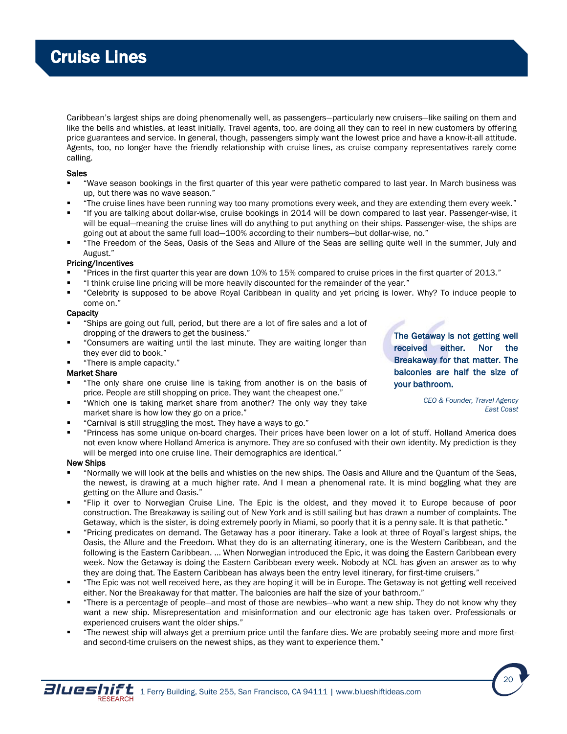# Cruise Lines

Caribbean's largest ships are doing phenomenally well, as passengers—particularly new cruisers—like sailing on them and like the bells and whistles, at least initially. Travel agents, too, are doing all they can to reel in new customers by offering price guarantees and service. In general, though, passengers simply want the lowest price and have a know-it-all attitude. Agents, too, no longer have the friendly relationship with cruise lines, as cruise company representatives rarely come calling.

**Sales**

- "Wave season bookings in the first quarter of this year were pathetic compared to last year. In March business was up, but there was no wave season."
- "The cruise lines have been running way too many promotions every week, and they are extending them every week."
- "If you are talking about dollar-wise, cruise bookings in 2014 will be down compared to last year. Passenger-wise, it will be equal—meaning the cruise lines will do anything to put anything on their ships. Passenger-wise, the ships are going out at about the same full load—100% according to their numbers—but dollar-wise, no."
- "The Freedom of the Seas, Oasis of the Seas and Allure of the Seas are selling quite well in the summer, July and August."

**Pricing/Incentives**

- "Prices in the first quarter this year are down 10% to 15% compared to cruise prices in the first quarter of 2013."
- "I think cruise line pricing will be more heavily discounted for the remainder of the year."
- "Celebrity is supposed to be above Royal Caribbean in quality and yet pricing is lower. Why? To induce people to come on."

**Capacity**

- "Ships are going out full, period, but there are a lot of fire sales and a lot of dropping of the drawers to get the business."
- "Consumers are waiting until the last minute. They are waiting longer than they ever did to book."
- "There is ample capacity."

**Market Share**

- "The only share one cruise line is taking from another is on the basis of price. People are still shopping on price. They want the cheapest one."
- "Which one is taking market share from another? The only way they take market share is how low they go on a price."
- "Carnival is still struggling the most. They have a ways to go."
- "Princess has some unique on-board charges. Their prices have been lower on a lot of stuff. Holland America does not even know where Holland America is anymore. They are so confused with their own identity. My prediction is they will be merged into one cruise line. Their demographics are identical."

> **The Getaway is not getting well received either. Nor the Breakaway for that matter. The balconies are half the size of your bathroom.**
>
> *CEO & Founder, Travel Agency East Coast*

**New Ships**

- "Normally we will look at the bells and whistles on the new ships. The Oasis and Allure and the Quantum of the Seas, the newest, is drawing at a much higher rate. And I mean a phenomenal rate. It is mind boggling what they are getting on the Allure and Oasis."
- "Flip it over to Norwegian Cruise Line. The Epic is the oldest, and they moved it to Europe because of poor construction. The Breakaway is sailing out of New York and is still sailing but has drawn a number of complaints. The Getaway, which is the sister, is doing extremely poorly in Miami, so poorly that it is a penny sale. It is that pathetic."
- "Pricing predicates on demand. The Getaway has a poor itinerary. Take a look at three of Royal's largest ships, the Oasis, the Allure and the Freedom. What they do is an alternating itinerary, one is the Western Caribbean, and the following is the Eastern Caribbean. … When Norwegian introduced the Epic, it was doing the Eastern Caribbean every week. Now the Getaway is doing the Eastern Caribbean every week. Nobody at NCL has given an answer as to why they are doing that. The Eastern Caribbean has always been the entry level itinerary, for first-time cruisers."
- "The Epic was not well received here, as they are hoping it will be in Europe. The Getaway is not getting well received either. Nor the Breakaway for that matter. The balconies are half the size of your bathroom."
- "There is a percentage of people—and most of those are newbies—who want a new ship. They do not know why they want a new ship. Misrepresentation and misinformation and our electronic age has taken over. Professionals or experienced cruisers want the older ships."
- "The newest ship will always get a premium price until the fanfare dies. We are probably seeing more and more first- and second-time cruisers on the newest ships, as they want to experience them."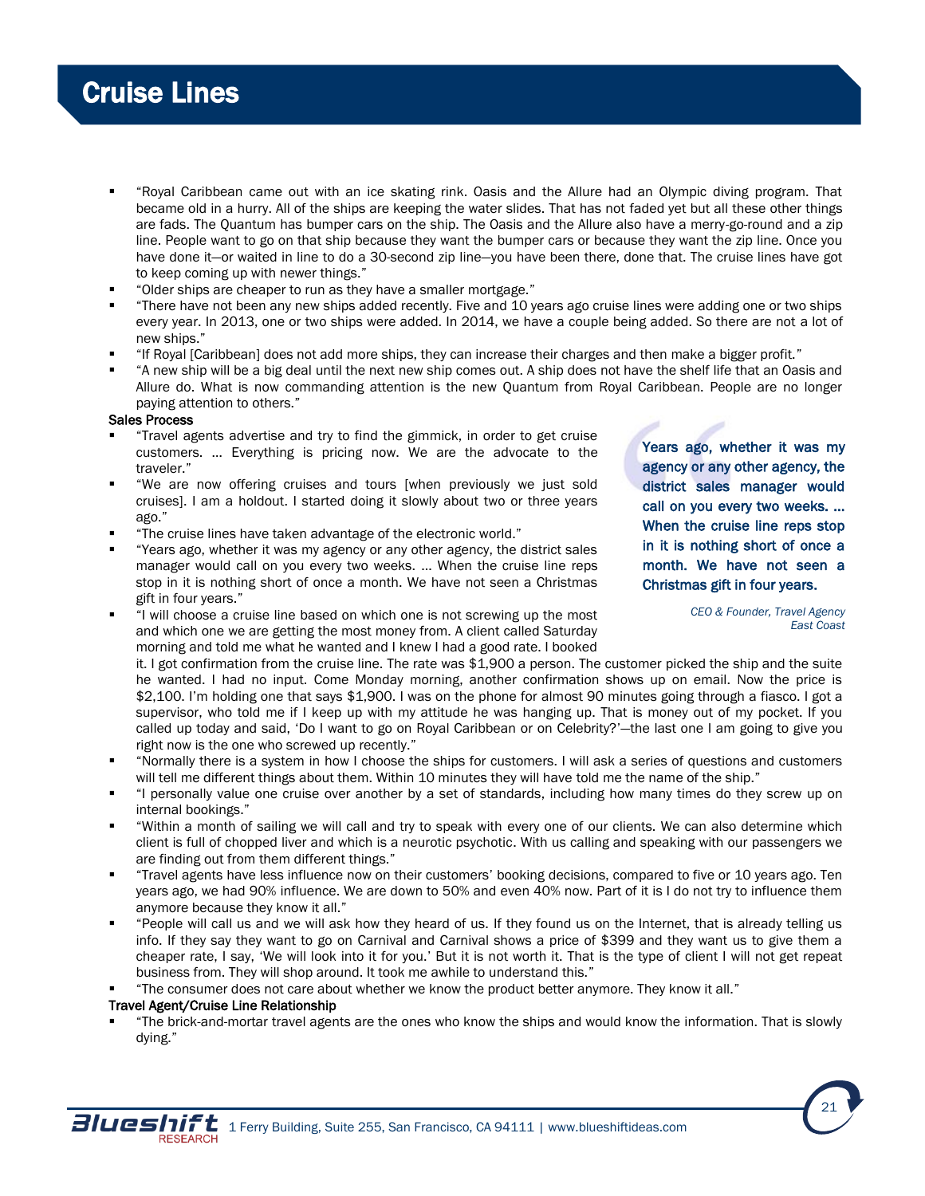# Cruise Lines

- "Royal Caribbean came out with an ice skating rink. Oasis and the Allure had an Olympic diving program. That became old in a hurry. All of the ships are keeping the water slides. That has not faded yet but all these other things are fads. The Quantum has bumper cars on the ship. The Oasis and the Allure also have a merry-go-round and a zip line. People want to go on that ship because they want the bumper cars or because they want the zip line. Once you have done it—or waited in line to do a 30-second zip line—you have been there, done that. The cruise lines have got to keep coming up with newer things."
- "Older ships are cheaper to run as they have a smaller mortgage."
- "There have not been any new ships added recently. Five and 10 years ago cruise lines were adding one or two ships every year. In 2013, one or two ships were added. In 2014, we have a couple being added. So there are not a lot of new ships."
- "If Royal [Caribbean] does not add more ships, they can increase their charges and then make a bigger profit."
- "A new ship will be a big deal until the next new ship comes out. A ship does not have the shelf life that an Oasis and Allure do. What is now commanding attention is the new Quantum from Royal Caribbean. People are no longer paying attention to others."

**Sales Process**

- "Travel agents advertise and try to find the gimmick, in order to get cruise customers. … Everything is pricing now. We are the advocate to the traveler."
- "We are now offering cruises and tours [when previously we just sold cruises]. I am a holdout. I started doing it slowly about two or three years ago."
- "The cruise lines have taken advantage of the electronic world."
- "Years ago, whether it was my agency or any other agency, the district sales manager would call on you every two weeks. … When the cruise line reps stop in it is nothing short of once a month. We have not seen a Christmas gift in four years."
- "I will choose a cruise line based on which one is not screwing up the most and which one we are getting the most money from. A client called Saturday morning and told me what he wanted and I knew I had a good rate. I booked it. I got confirmation from the cruise line. The rate was $1,900 a person. The customer picked the ship and the suite he wanted. I had no input. Come Monday morning, another confirmation shows up on email. Now the price is $2,100. I'm holding one that says $1,900. I was on the phone for almost 90 minutes going through a fiasco. I got a supervisor, who told me if I keep up with my attitude he was hanging up. That is money out of my pocket. If you called up today and said, 'Do I want to go on Royal Caribbean or on Celebrity?'—the last one I am going to give you right now is the one who screwed up recently."
- "Normally there is a system in how I choose the ships for customers. I will ask a series of questions and customers will tell me different things about them. Within 10 minutes they will have told me the name of the ship."
- "I personally value one cruise over another by a set of standards, including how many times do they screw up on internal bookings."
- "Within a month of sailing we will call and try to speak with every one of our clients. We can also determine which client is full of chopped liver and which is a neurotic psychotic. With us calling and speaking with our passengers we are finding out from them different things."
- "Travel agents have less influence now on their customers' booking decisions, compared to five or 10 years ago. Ten years ago, we had 90% influence. We are down to 50% and even 40% now. Part of it is I do not try to influence them anymore because they know it all."
- "People will call us and we will ask how they heard of us. If they found us on the Internet, that is already telling us info. If they say they want to go on Carnival and Carnival shows a price of $399 and they want us to give them a cheaper rate, I say, 'We will look into it for you.' But it is not worth it. That is the type of client I will not get repeat business from. They will shop around. It took me awhile to understand this."
- "The consumer does not care about whether we know the product better anymore. They know it all."

> **Years ago, whether it was my agency or any other agency, the district sales manager would call on you every two weeks. … When the cruise line reps stop in it is nothing short of once a month. We have not seen a Christmas gift in four years.**
>
> *CEO & Founder, Travel Agency East Coast*

**Travel Agent/Cruise Line Relationship**

- "The brick-and-mortar travel agents are the ones who know the ships and would know the information. That is slowly dying."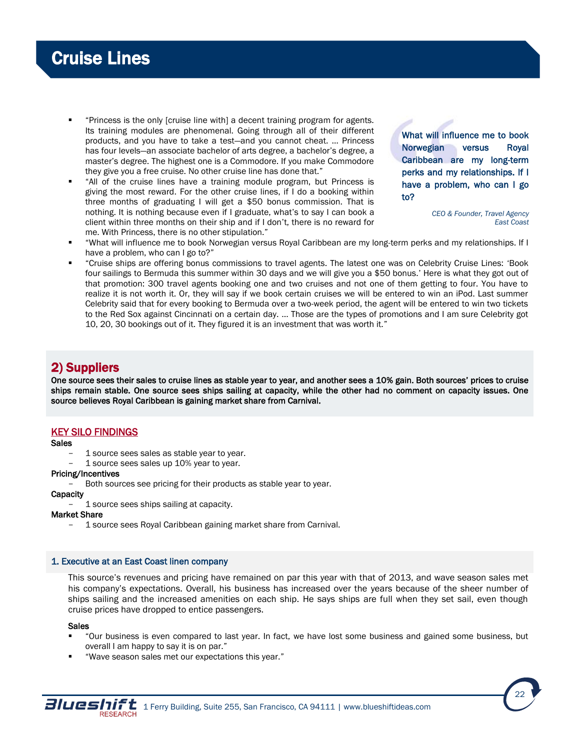# Cruise Lines

- "Princess is the only [cruise line with] a decent training program for agents. Its training modules are phenomenal. Going through all of their different products, and you have to take a test—and you cannot cheat. … Princess has four levels—an associate bachelor of arts degree, a bachelor's degree, a master's degree. The highest one is a Commodore. If you make Commodore they give you a free cruise. No other cruise line has done that."
- "All of the cruise lines have a training module program, but Princess is giving the most reward. For the other cruise lines, if I do a booking within three months of graduating I will get a $50 bonus commission. That is nothing. It is nothing because even if I graduate, what's to say I can book a client within three months on their ship and if I don't, there is no reward for me. With Princess, there is no other stipulation."

> **What will influence me to book Norwegian versus Royal Caribbean are my long-term perks and my relationships. If I have a problem, who can I go to?**
>
> *CEO & Founder, Travel Agency*
> *East Coast*

- "What will influence me to book Norwegian versus Royal Caribbean are my long-term perks and my relationships. If I have a problem, who can I go to?"
- "Cruise ships are offering bonus commissions to travel agents. The latest one was on Celebrity Cruise Lines: 'Book four sailings to Bermuda this summer within 30 days and we will give you a $50 bonus.' Here is what they got out of that promotion: 300 travel agents booking one and two cruises and not one of them getting to four. You have to realize it is not worth it. Or, they will say if we book certain cruises we will be entered to win an iPod. Last summer Celebrity said that for every booking to Bermuda over a two-week period, the agent will be entered to win two tickets to the Red Sox against Cincinnati on a certain day. … Those are the types of promotions and I am sure Celebrity got 10, 20, 30 bookings out of it. They figured it is an investment that was worth it."

## 2) Suppliers

**One source sees their sales to cruise lines as stable year to year, and another sees a 10% gain. Both sources' prices to cruise ships remain stable. One source sees ships sailing at capacity, while the other had no comment on capacity issues. One source believes Royal Caribbean is gaining market share from Carnival.**

### KEY SILO FINDINGS

**Sales**
- 1 source sees sales as stable year to year.
- 1 source sees sales up 10% year to year.

**Pricing/Incentives**
- Both sources see pricing for their products as stable year to year.

**Capacity**
- 1 source sees ships sailing at capacity.

**Market Share**
- 1 source sees Royal Caribbean gaining market share from Carnival.

### 1. Executive at an East Coast linen company

This source's revenues and pricing have remained on par this year with that of 2013, and wave season sales met his company's expectations. Overall, his business has increased over the years because of the sheer number of ships sailing and the increased amenities on each ship. He says ships are full when they set sail, even though cruise prices have dropped to entice passengers.

**Sales**
- "Our business is even compared to last year. In fact, we have lost some business and gained some business, but overall I am happy to say it is on par."
- "Wave season sales met our expectations this year."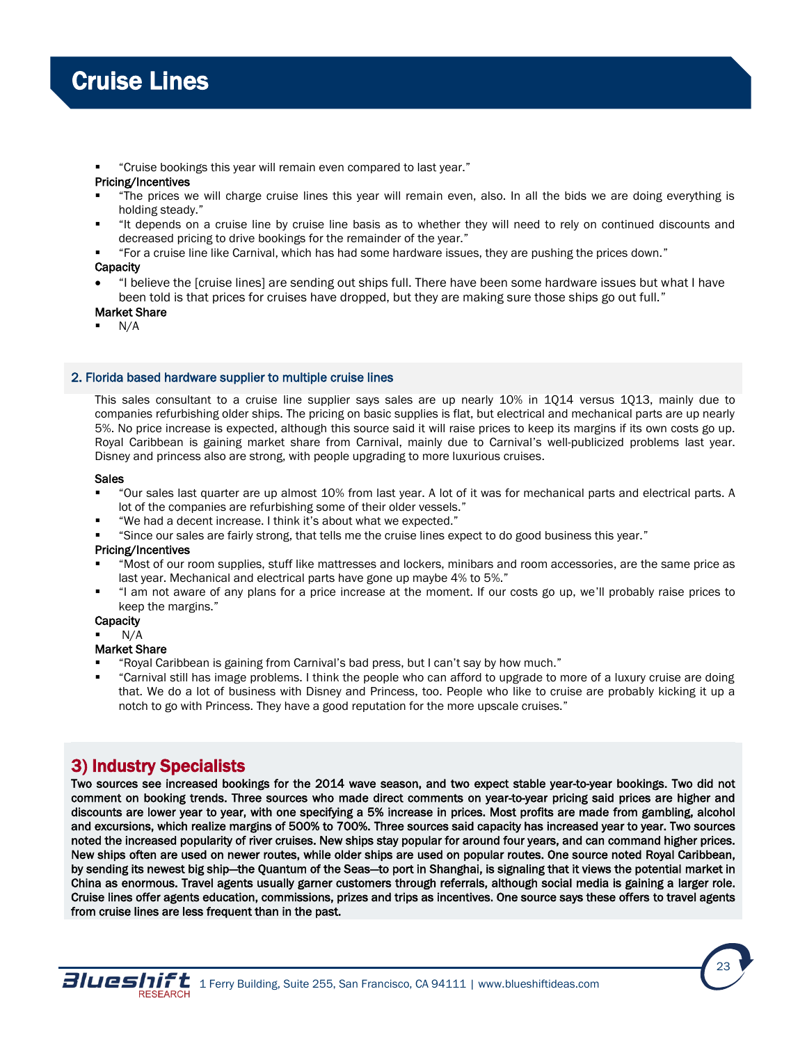# Cruise Lines

- "Cruise bookings this year will remain even compared to last year."

**Pricing/Incentives**

- "The prices we will charge cruise lines this year will remain even, also. In all the bids we are doing everything is holding steady."
- "It depends on a cruise line by cruise line basis as to whether they will need to rely on continued discounts and decreased pricing to drive bookings for the remainder of the year."
- "For a cruise line like Carnival, which has had some hardware issues, they are pushing the prices down."

**Capacity**

- "I believe the [cruise lines] are sending out ships full. There have been some hardware issues but what I have been told is that prices for cruises have dropped, but they are making sure those ships go out full."

**Market Share**

- N/A

### 2. Florida based hardware supplier to multiple cruise lines

This sales consultant to a cruise line supplier says sales are up nearly 10% in 1Q14 versus 1Q13, mainly due to companies refurbishing older ships. The pricing on basic supplies is flat, but electrical and mechanical parts are up nearly 5%. No price increase is expected, although this source said it will raise prices to keep its margins if its own costs go up. Royal Caribbean is gaining market share from Carnival, mainly due to Carnival's well-publicized problems last year. Disney and princess also are strong, with people upgrading to more luxurious cruises.

**Sales**

- "Our sales last quarter are up almost 10% from last year. A lot of it was for mechanical parts and electrical parts. A lot of the companies are refurbishing some of their older vessels."
- "We had a decent increase. I think it's about what we expected."
- "Since our sales are fairly strong, that tells me the cruise lines expect to do good business this year."

**Pricing/Incentives**

- "Most of our room supplies, stuff like mattresses and lockers, minibars and room accessories, are the same price as last year. Mechanical and electrical parts have gone up maybe 4% to 5%."
- "I am not aware of any plans for a price increase at the moment. If our costs go up, we'll probably raise prices to keep the margins."

**Capacity**

- N/A

**Market Share**

- "Royal Caribbean is gaining from Carnival's bad press, but I can't say by how much."
- "Carnival still has image problems. I think the people who can afford to upgrade to more of a luxury cruise are doing that. We do a lot of business with Disney and Princess, too. People who like to cruise are probably kicking it up a notch to go with Princess. They have a good reputation for the more upscale cruises."

## 3) Industry Specialists

**Two sources see increased bookings for the 2014 wave season, and two expect stable year-to-year bookings. Two did not comment on booking trends. Three sources who made direct comments on year-to-year pricing said prices are higher and discounts are lower year to year, with one specifying a 5% increase in prices. Most profits are made from gambling, alcohol and excursions, which realize margins of 500% to 700%. Three sources said capacity has increased year to year. Two sources noted the increased popularity of river cruises. New ships stay popular for around four years, and can command higher prices. New ships often are used on newer routes, while older ships are used on popular routes. One source noted Royal Caribbean, by sending its newest big ship—the Quantum of the Seas—to port in Shanghai, is signaling that it views the potential market in China as enormous. Travel agents usually garner customers through referrals, although social media is gaining a larger role. Cruise lines offer agents education, commissions, prizes and trips as incentives. One source says these offers to travel agents from cruise lines are less frequent than in the past.**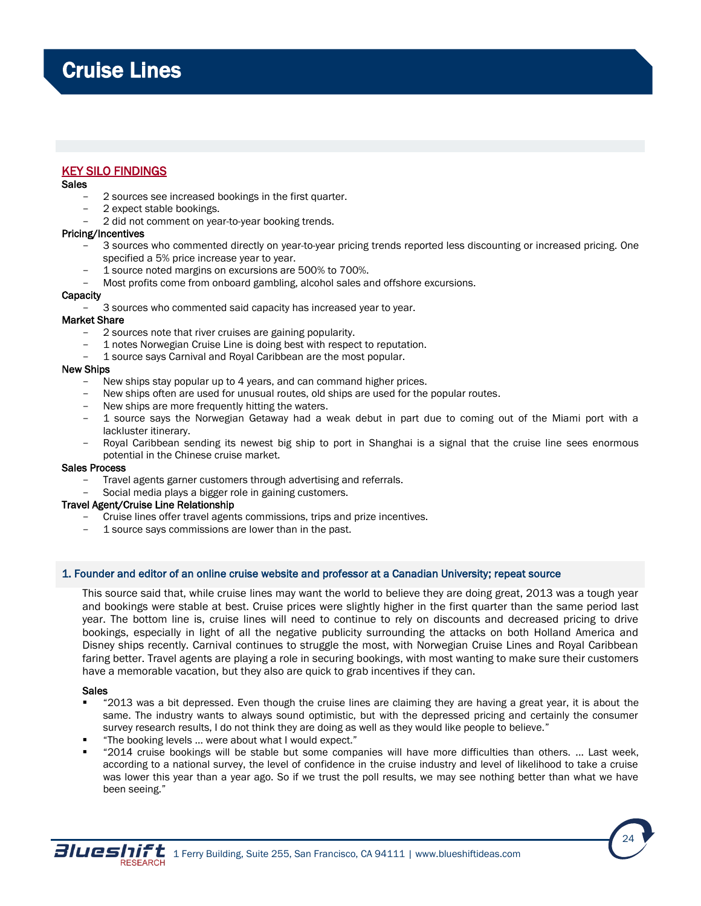# Cruise Lines

## KEY SILO FINDINGS

**Sales**

- 2 sources see increased bookings in the first quarter.
- 2 expect stable bookings.
- 2 did not comment on year-to-year booking trends.

**Pricing/Incentives**

- 3 sources who commented directly on year-to-year pricing trends reported less discounting or increased pricing. One specified a 5% price increase year to year.
- 1 source noted margins on excursions are 500% to 700%.
- Most profits come from onboard gambling, alcohol sales and offshore excursions.

**Capacity**

- 3 sources who commented said capacity has increased year to year.

**Market Share**

- 2 sources note that river cruises are gaining popularity.
- 1 notes Norwegian Cruise Line is doing best with respect to reputation.
- 1 source says Carnival and Royal Caribbean are the most popular.

**New Ships**

- New ships stay popular up to 4 years, and can command higher prices.
- New ships often are used for unusual routes, old ships are used for the popular routes.
- New ships are more frequently hitting the waters.
- 1 source says the Norwegian Getaway had a weak debut in part due to coming out of the Miami port with a lackluster itinerary.
- Royal Caribbean sending its newest big ship to port in Shanghai is a signal that the cruise line sees enormous potential in the Chinese cruise market.

**Sales Process**

- Travel agents garner customers through advertising and referrals.
- Social media plays a bigger role in gaining customers.

**Travel Agent/Cruise Line Relationship**

- Cruise lines offer travel agents commissions, trips and prize incentives.
- 1 source says commissions are lower than in the past.

### 1. Founder and editor of an online cruise website and professor at a Canadian University; repeat source

This source said that, while cruise lines may want the world to believe they are doing great, 2013 was a tough year and bookings were stable at best. Cruise prices were slightly higher in the first quarter than the same period last year. The bottom line is, cruise lines will need to continue to rely on discounts and decreased pricing to drive bookings, especially in light of all the negative publicity surrounding the attacks on both Holland America and Disney ships recently. Carnival continues to struggle the most, with Norwegian Cruise Lines and Royal Caribbean faring better. Travel agents are playing a role in securing bookings, with most wanting to make sure their customers have a memorable vacation, but they also are quick to grab incentives if they can.

**Sales**

- "2013 was a bit depressed. Even though the cruise lines are claiming they are having a great year, it is about the same. The industry wants to always sound optimistic, but with the depressed pricing and certainly the consumer survey research results, I do not think they are doing as well as they would like people to believe."
- "The booking levels … were about what I would expect."
- "2014 cruise bookings will be stable but some companies will have more difficulties than others. … Last week, according to a national survey, the level of confidence in the cruise industry and level of likelihood to take a cruise was lower this year than a year ago. So if we trust the poll results, we may see nothing better than what we have been seeing."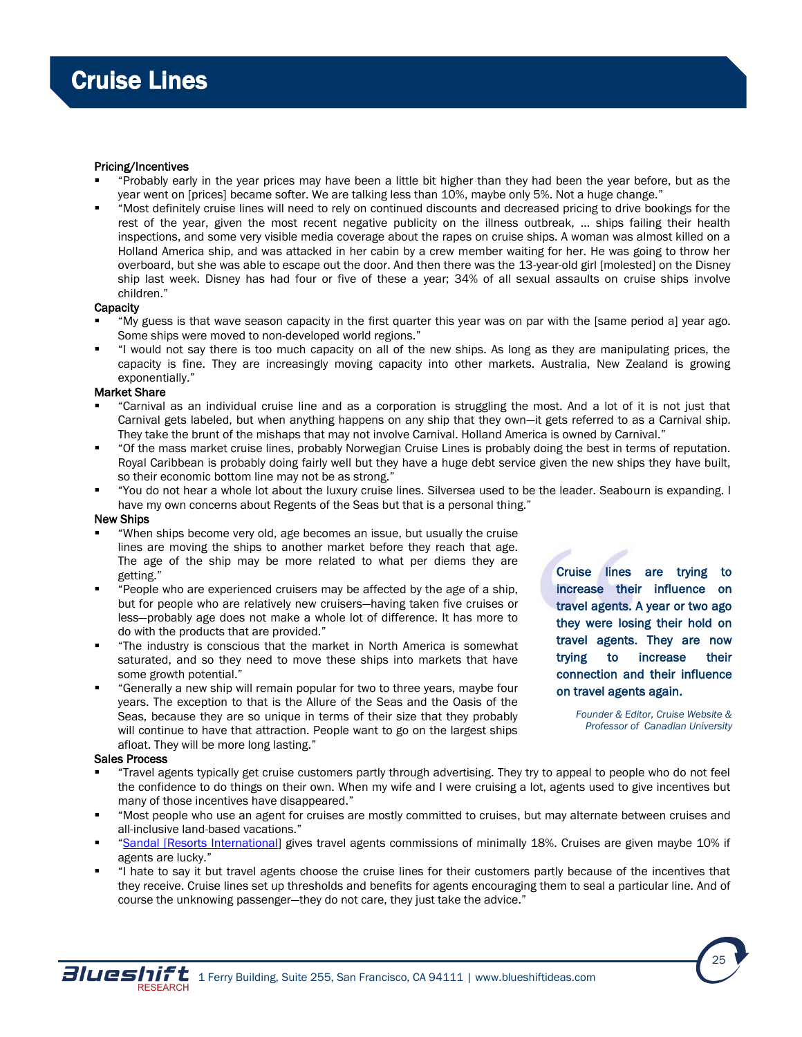# Cruise Lines

**Pricing/Incentives**

- "Probably early in the year prices may have been a little bit higher than they had been the year before, but as the year went on [prices] became softer. We are talking less than 10%, maybe only 5%. Not a huge change."
- "Most definitely cruise lines will need to rely on continued discounts and decreased pricing to drive bookings for the rest of the year, given the most recent negative publicity on the illness outbreak, … ships failing their health inspections, and some very visible media coverage about the rapes on cruise ships. A woman was almost killed on a Holland America ship, and was attacked in her cabin by a crew member waiting for her. He was going to throw her overboard, but she was able to escape out the door. And then there was the 13-year-old girl [molested] on the Disney ship last week. Disney has had four or five of these a year; 34% of all sexual assaults on cruise ships involve children."

**Capacity**

- "My guess is that wave season capacity in the first quarter this year was on par with the [same period a] year ago. Some ships were moved to non-developed world regions."
- "I would not say there is too much capacity on all of the new ships. As long as they are manipulating prices, the capacity is fine. They are increasingly moving capacity into other markets. Australia, New Zealand is growing exponentially."

**Market Share**

- "Carnival as an individual cruise line and as a corporation is struggling the most. And a lot of it is not just that Carnival gets labeled, but when anything happens on any ship that they own—it gets referred to as a Carnival ship. They take the brunt of the mishaps that may not involve Carnival. Holland America is owned by Carnival."
- "Of the mass market cruise lines, probably Norwegian Cruise Lines is probably doing the best in terms of reputation. Royal Caribbean is probably doing fairly well but they have a huge debt service given the new ships they have built, so their economic bottom line may not be as strong."
- "You do not hear a whole lot about the luxury cruise lines. Silversea used to be the leader. Seabourn is expanding. I have my own concerns about Regents of the Seas but that is a personal thing."

**New Ships**

- "When ships become very old, age becomes an issue, but usually the cruise lines are moving the ships to another market before they reach that age. The age of the ship may be more related to what per diems they are getting."
- "People who are experienced cruisers may be affected by the age of a ship, but for people who are relatively new cruisers—having taken five cruises or less—probably age does not make a whole lot of difference. It has more to do with the products that are provided."
- "The industry is conscious that the market in North America is somewhat saturated, and so they need to move these ships into markets that have some growth potential."
- "Generally a new ship will remain popular for two to three years, maybe four years. The exception to that is the Allure of the Seas and the Oasis of the Seas, because they are so unique in terms of their size that they probably will continue to have that attraction. People want to go on the largest ships afloat. They will be more long lasting."

> Cruise lines are trying to increase their influence on travel agents. A year or two ago they were losing their hold on travel agents. They are now trying to increase their connection and their influence on travel agents again.
>
> *Founder & Editor, Cruise Website & Professor of Canadian University*

**Sales Process**

- "Travel agents typically get cruise customers partly through advertising. They try to appeal to people who do not feel the confidence to do things on their own. When my wife and I were cruising a lot, agents used to give incentives but many of those incentives have disappeared."
- "Most people who use an agent for cruises are mostly committed to cruises, but may alternate between cruises and all-inclusive land-based vacations."
- "Sandal [Resorts International] gives travel agents commissions of minimally 18%. Cruises are given maybe 10% if agents are lucky."
- "I hate to say it but travel agents choose the cruise lines for their customers partly because of the incentives that they receive. Cruise lines set up thresholds and benefits for agents encouraging them to seal a particular line. And of course the unknowing passenger—they do not care, they just take the advice."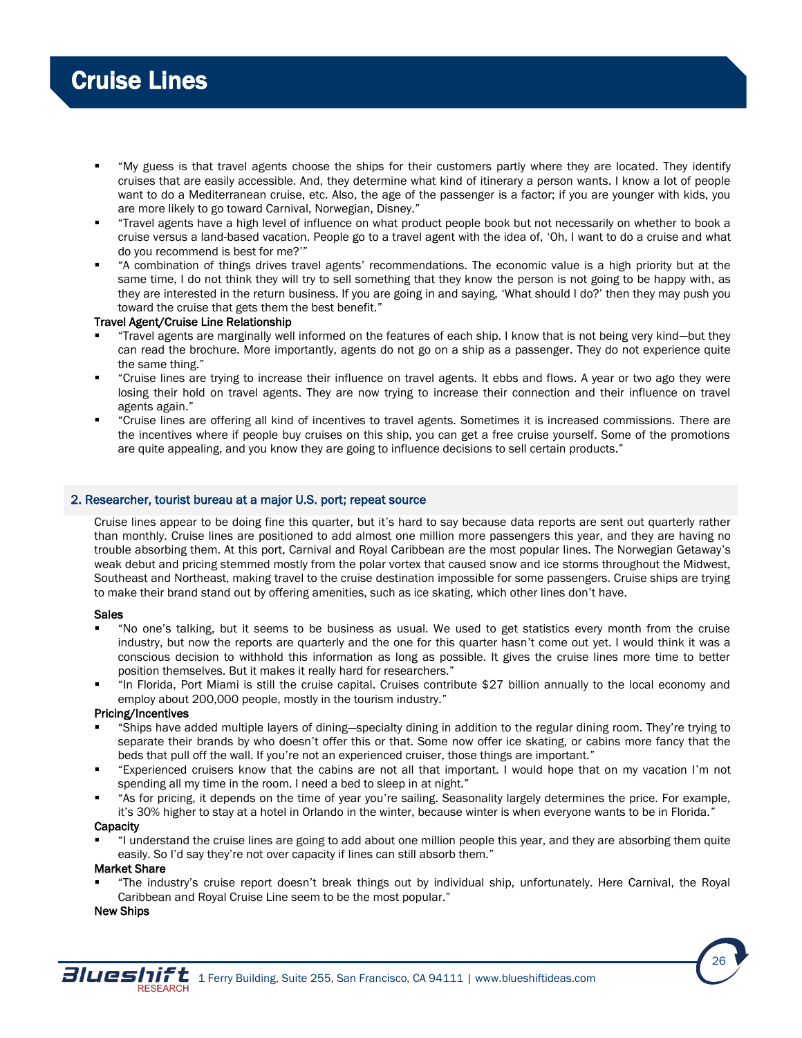# Cruise Lines

- "My guess is that travel agents choose the ships for their customers partly where they are located. They identify cruises that are easily accessible. And, they determine what kind of itinerary a person wants. I know a lot of people want to do a Mediterranean cruise, etc. Also, the age of the passenger is a factor; if you are younger with kids, you are more likely to go toward Carnival, Norwegian, Disney."
- "Travel agents have a high level of influence on what product people book but not necessarily on whether to book a cruise versus a land-based vacation. People go to a travel agent with the idea of, 'Oh, I want to do a cruise and what do you recommend is best for me?'"
- "A combination of things drives travel agents' recommendations. The economic value is a high priority but at the same time, I do not think they will try to sell something that they know the person is not going to be happy with, as they are interested in the return business. If you are going in and saying, 'What should I do?' then they may push you toward the cruise that gets them the best benefit."

**Travel Agent/Cruise Line Relationship**

- "Travel agents are marginally well informed on the features of each ship. I know that is not being very kind—but they can read the brochure. More importantly, agents do not go on a ship as a passenger. They do not experience quite the same thing."
- "Cruise lines are trying to increase their influence on travel agents. It ebbs and flows. A year or two ago they were losing their hold on travel agents. They are now trying to increase their connection and their influence on travel agents again."
- "Cruise lines are offering all kind of incentives to travel agents. Sometimes it is increased commissions. There are the incentives where if people buy cruises on this ship, you can get a free cruise yourself. Some of the promotions are quite appealing, and you know they are going to influence decisions to sell certain products."

## 2. Researcher, tourist bureau at a major U.S. port; repeat source

Cruise lines appear to be doing fine this quarter, but it's hard to say because data reports are sent out quarterly rather than monthly. Cruise lines are positioned to add almost one million more passengers this year, and they are having no trouble absorbing them. At this port, Carnival and Royal Caribbean are the most popular lines. The Norwegian Getaway's weak debut and pricing stemmed mostly from the polar vortex that caused snow and ice storms throughout the Midwest, Southeast and Northeast, making travel to the cruise destination impossible for some passengers. Cruise ships are trying to make their brand stand out by offering amenities, such as ice skating, which other lines don't have.

**Sales**

- "No one's talking, but it seems to be business as usual. We used to get statistics every month from the cruise industry, but now the reports are quarterly and the one for this quarter hasn't come out yet. I would think it was a conscious decision to withhold this information as long as possible. It gives the cruise lines more time to better position themselves. But it makes it really hard for researchers."
- "In Florida, Port Miami is still the cruise capital. Cruises contribute $27 billion annually to the local economy and employ about 200,000 people, mostly in the tourism industry."

**Pricing/Incentives**

- "Ships have added multiple layers of dining—specialty dining in addition to the regular dining room. They're trying to separate their brands by who doesn't offer this or that. Some now offer ice skating, or cabins more fancy that the beds that pull off the wall. If you're not an experienced cruiser, those things are important."
- "Experienced cruisers know that the cabins are not all that important. I would hope that on my vacation I'm not spending all my time in the room. I need a bed to sleep in at night."
- "As for pricing, it depends on the time of year you're sailing. Seasonality largely determines the price. For example, it's 30% higher to stay at a hotel in Orlando in the winter, because winter is when everyone wants to be in Florida."

**Capacity**

- "I understand the cruise lines are going to add about one million people this year, and they are absorbing them quite easily. So I'd say they're not over capacity if lines can still absorb them."

**Market Share**

- "The industry's cruise report doesn't break things out by individual ship, unfortunately. Here Carnival, the Royal Caribbean and Royal Cruise Line seem to be the most popular."

**New Ships**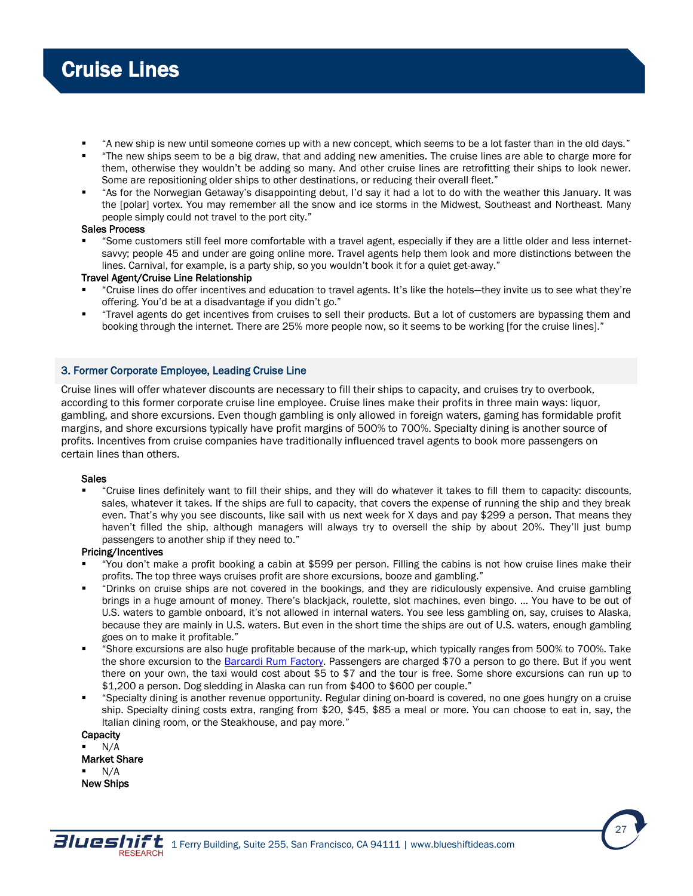# Cruise Lines

- "A new ship is new until someone comes up with a new concept, which seems to be a lot faster than in the old days."
- "The new ships seem to be a big draw, that and adding new amenities. The cruise lines are able to charge more for them, otherwise they wouldn't be adding so many. And other cruise lines are retrofitting their ships to look newer. Some are repositioning older ships to other destinations, or reducing their overall fleet."
- "As for the Norwegian Getaway's disappointing debut, I'd say it had a lot to do with the weather this January. It was the [polar] vortex. You may remember all the snow and ice storms in the Midwest, Southeast and Northeast. Many people simply could not travel to the port city."

**Sales Process**

- "Some customers still feel more comfortable with a travel agent, especially if they are a little older and less internet-savvy; people 45 and under are going online more. Travel agents help them look and more distinctions between the lines. Carnival, for example, is a party ship, so you wouldn't book it for a quiet get-away."

**Travel Agent/Cruise Line Relationship**

- "Cruise lines do offer incentives and education to travel agents. It's like the hotels—they invite us to see what they're offering. You'd be at a disadvantage if you didn't go."
- "Travel agents do get incentives from cruises to sell their products. But a lot of customers are bypassing them and booking through the internet. There are 25% more people now, so it seems to be working [for the cruise lines]."

## 3. Former Corporate Employee, Leading Cruise Line

Cruise lines will offer whatever discounts are necessary to fill their ships to capacity, and cruises try to overbook, according to this former corporate cruise line employee. Cruise lines make their profits in three main ways: liquor, gambling, and shore excursions. Even though gambling is only allowed in foreign waters, gaming has formidable profit margins, and shore excursions typically have profit margins of 500% to 700%. Specialty dining is another source of profits. Incentives from cruise companies have traditionally influenced travel agents to book more passengers on certain lines than others.

**Sales**

- "Cruise lines definitely want to fill their ships, and they will do whatever it takes to fill them to capacity: discounts, sales, whatever it takes. If the ships are full to capacity, that covers the expense of running the ship and they break even. That's why you see discounts, like sail with us next week for X days and pay $299 a person. That means they haven't filled the ship, although managers will always try to oversell the ship by about 20%. They'll just bump passengers to another ship if they need to."

**Pricing/Incentives**

- "You don't make a profit booking a cabin at $599 per person. Filling the cabins is not how cruise lines make their profits. The top three ways cruises profit are shore excursions, booze and gambling."
- "Drinks on cruise ships are not covered in the bookings, and they are ridiculously expensive. And cruise gambling brings in a huge amount of money. There's blackjack, roulette, slot machines, even bingo. … You have to be out of U.S. waters to gamble onboard, it's not allowed in internal waters. You see less gambling on, say, cruises to Alaska, because they are mainly in U.S. waters. But even in the short time the ships are out of U.S. waters, enough gambling goes on to make it profitable."
- "Shore excursions are also huge profitable because of the mark-up, which typically ranges from 500% to 700%. Take the shore excursion to the [Barcardi Rum Factory](). Passengers are charged $70 a person to go there. But if you went there on your own, the taxi would cost about $5 to $7 and the tour is free. Some shore excursions can run up to $1,200 a person. Dog sledding in Alaska can run from $400 to $600 per couple."
- "Specialty dining is another revenue opportunity. Regular dining on-board is covered, no one goes hungry on a cruise ship. Specialty dining costs extra, ranging from $20, $45, $85 a meal or more. You can choose to eat in, say, the Italian dining room, or the Steakhouse, and pay more."

**Capacity**

- N/A

**Market Share**

- N/A

**New Ships**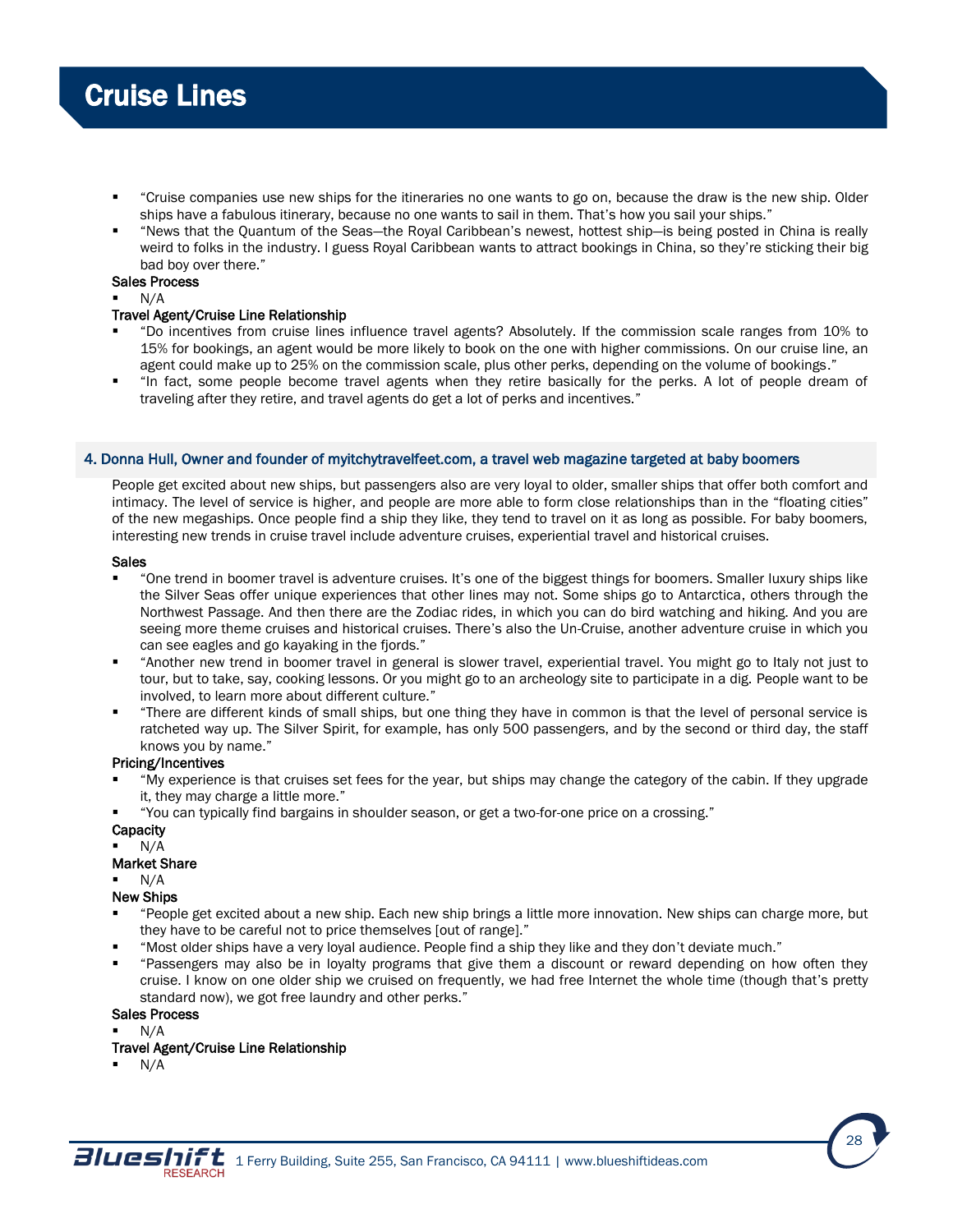# Cruise Lines

- "Cruise companies use new ships for the itineraries no one wants to go on, because the draw is the new ship. Older ships have a fabulous itinerary, because no one wants to sail in them. That's how you sail your ships."
- "News that the Quantum of the Seas—the Royal Caribbean's newest, hottest ship—is being posted in China is really weird to folks in the industry. I guess Royal Caribbean wants to attract bookings in China, so they're sticking their big bad boy over there."

**Sales Process**

- N/A

**Travel Agent/Cruise Line Relationship**

- "Do incentives from cruise lines influence travel agents? Absolutely. If the commission scale ranges from 10% to 15% for bookings, an agent would be more likely to book on the one with higher commissions. On our cruise line, an agent could make up to 25% on the commission scale, plus other perks, depending on the volume of bookings."
- "In fact, some people become travel agents when they retire basically for the perks. A lot of people dream of traveling after they retire, and travel agents do get a lot of perks and incentives."

## 4. Donna Hull, Owner and founder of myitchytravelfeet.com, a travel web magazine targeted at baby boomers

People get excited about new ships, but passengers also are very loyal to older, smaller ships that offer both comfort and intimacy. The level of service is higher, and people are more able to form close relationships than in the "floating cities" of the new megaships. Once people find a ship they like, they tend to travel on it as long as possible. For baby boomers, interesting new trends in cruise travel include adventure cruises, experiential travel and historical cruises.

**Sales**

- "One trend in boomer travel is adventure cruises. It's one of the biggest things for boomers. Smaller luxury ships like the Silver Seas offer unique experiences that other lines may not. Some ships go to Antarctica, others through the Northwest Passage. And then there are the Zodiac rides, in which you can do bird watching and hiking. And you are seeing more theme cruises and historical cruises. There's also the Un-Cruise, another adventure cruise in which you can see eagles and go kayaking in the fjords."
- "Another new trend in boomer travel in general is slower travel, experiential travel. You might go to Italy not just to tour, but to take, say, cooking lessons. Or you might go to an archeology site to participate in a dig. People want to be involved, to learn more about different culture."
- "There are different kinds of small ships, but one thing they have in common is that the level of personal service is ratcheted way up. The Silver Spirit, for example, has only 500 passengers, and by the second or third day, the staff knows you by name."

**Pricing/Incentives**

- "My experience is that cruises set fees for the year, but ships may change the category of the cabin. If they upgrade it, they may charge a little more."
- "You can typically find bargains in shoulder season, or get a two-for-one price on a crossing."

**Capacity**

- N/A

**Market Share**

- N/A

**New Ships**

- "People get excited about a new ship. Each new ship brings a little more innovation. New ships can charge more, but they have to be careful not to price themselves [out of range]."
- "Most older ships have a very loyal audience. People find a ship they like and they don't deviate much."
- "Passengers may also be in loyalty programs that give them a discount or reward depending on how often they cruise. I know on one older ship we cruised on frequently, we had free Internet the whole time (though that's pretty standard now), we got free laundry and other perks."

**Sales Process**

- N/A

**Travel Agent/Cruise Line Relationship**

- N/A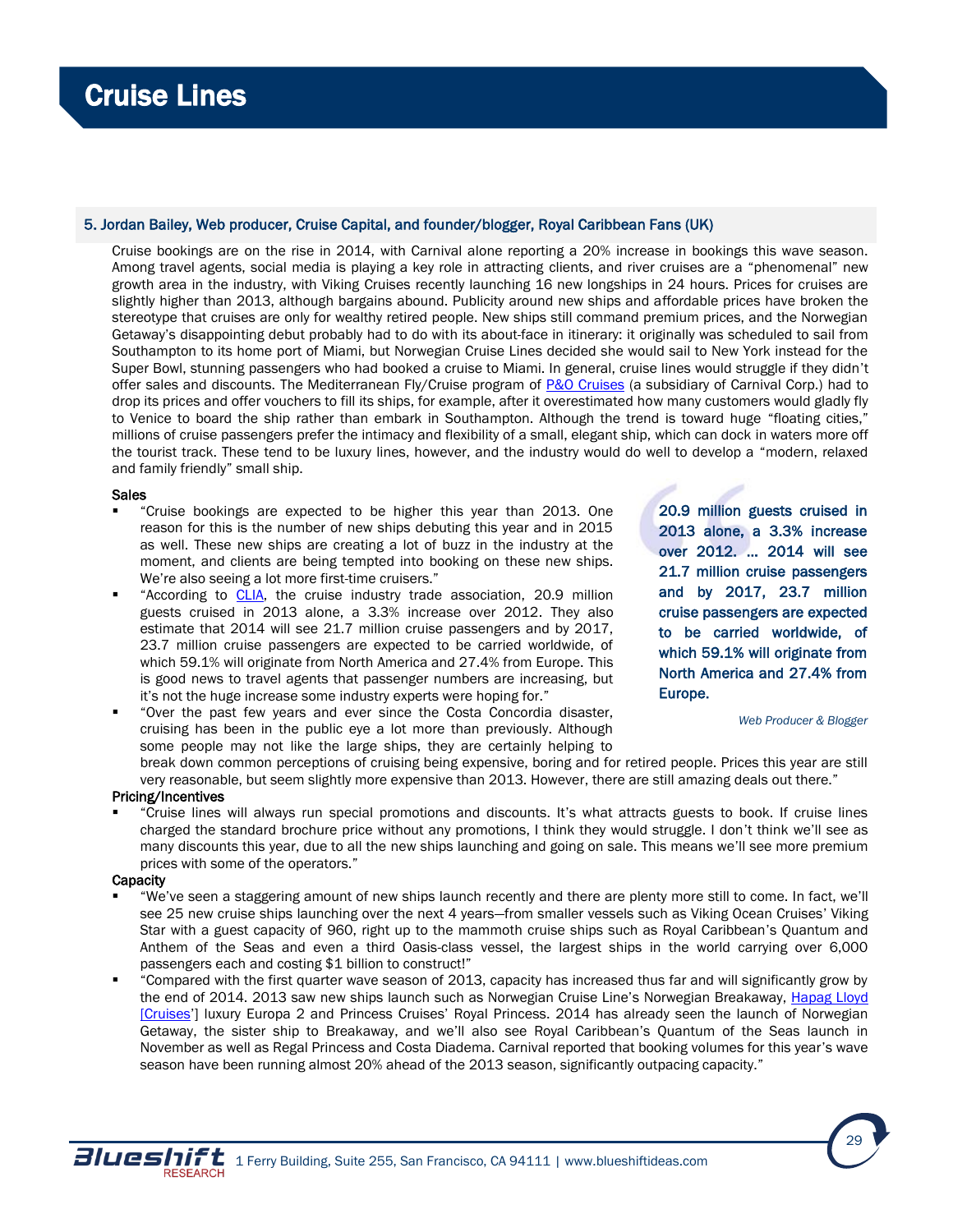# Cruise Lines

## 5. Jordan Bailey, Web producer, Cruise Capital, and founder/blogger, Royal Caribbean Fans (UK)

Cruise bookings are on the rise in 2014, with Carnival alone reporting a 20% increase in bookings this wave season. Among travel agents, social media is playing a key role in attracting clients, and river cruises are a "phenomenal" new growth area in the industry, with Viking Cruises recently launching 16 new longships in 24 hours. Prices for cruises are slightly higher than 2013, although bargains abound. Publicity around new ships and affordable prices have broken the stereotype that cruises are only for wealthy retired people. New ships still command premium prices, and the Norwegian Getaway's disappointing debut probably had to do with its about-face in itinerary: it originally was scheduled to sail from Southampton to its home port of Miami, but Norwegian Cruise Lines decided she would sail to New York instead for the Super Bowl, stunning passengers who had booked a cruise to Miami. In general, cruise lines would struggle if they didn't offer sales and discounts. The Mediterranean Fly/Cruise program of P&O Cruises (a subsidiary of Carnival Corp.) had to drop its prices and offer vouchers to fill its ships, for example, after it overestimated how many customers would gladly fly to Venice to board the ship rather than embark in Southampton. Although the trend is toward huge "floating cities," millions of cruise passengers prefer the intimacy and flexibility of a small, elegant ship, which can dock in waters more off the tourist track. These tend to be luxury lines, however, and the industry would do well to develop a "modern, relaxed and family friendly" small ship.

**Sales**

- "Cruise bookings are expected to be higher this year than 2013. One reason for this is the number of new ships debuting this year and in 2015 as well. These new ships are creating a lot of buzz in the industry at the moment, and clients are being tempted into booking on these new ships. We're also seeing a lot more first-time cruisers."
- "According to CLIA, the cruise industry trade association, 20.9 million guests cruised in 2013 alone, a 3.3% increase over 2012. They also estimate that 2014 will see 21.7 million cruise passengers and by 2017, 23.7 million cruise passengers are expected to be carried worldwide, of which 59.1% will originate from North America and 27.4% from Europe. This is good news to travel agents that passenger numbers are increasing, but it's not the huge increase some industry experts were hoping for."
- "Over the past few years and ever since the Costa Concordia disaster, cruising has been in the public eye a lot more than previously. Although some people may not like the large ships, they are certainly helping to break down common perceptions of cruising being expensive, boring and for retired people. Prices this year are still very reasonable, but seem slightly more expensive than 2013. However, there are still amazing deals out there."

> **20.9 million guests cruised in 2013 alone, a 3.3% increase over 2012. … 2014 will see 21.7 million cruise passengers and by 2017, 23.7 million cruise passengers are expected to be carried worldwide, of which 59.1% will originate from North America and 27.4% from Europe.**
>
> *Web Producer & Blogger*

**Pricing/Incentives**

- "Cruise lines will always run special promotions and discounts. It's what attracts guests to book. If cruise lines charged the standard brochure price without any promotions, I think they would struggle. I don't think we'll see as many discounts this year, due to all the new ships launching and going on sale. This means we'll see more premium prices with some of the operators."

**Capacity**

- "We've seen a staggering amount of new ships launch recently and there are plenty more still to come. In fact, we'll see 25 new cruise ships launching over the next 4 years—from smaller vessels such as Viking Ocean Cruises' Viking Star with a guest capacity of 960, right up to the mammoth cruise ships such as Royal Caribbean's Quantum and Anthem of the Seas and even a third Oasis-class vessel, the largest ships in the world carrying over 6,000 passengers each and costing $1 billion to construct!"
- "Compared with the first quarter wave season of 2013, capacity has increased thus far and will significantly grow by the end of 2014. 2013 saw new ships launch such as Norwegian Cruise Line's Norwegian Breakaway, Hapag Lloyd [Cruises'] luxury Europa 2 and Princess Cruises' Royal Princess. 2014 has already seen the launch of Norwegian Getaway, the sister ship to Breakaway, and we'll also see Royal Caribbean's Quantum of the Seas launch in November as well as Regal Princess and Costa Diadema. Carnival reported that booking volumes for this year's wave season have been running almost 20% ahead of the 2013 season, significantly outpacing capacity."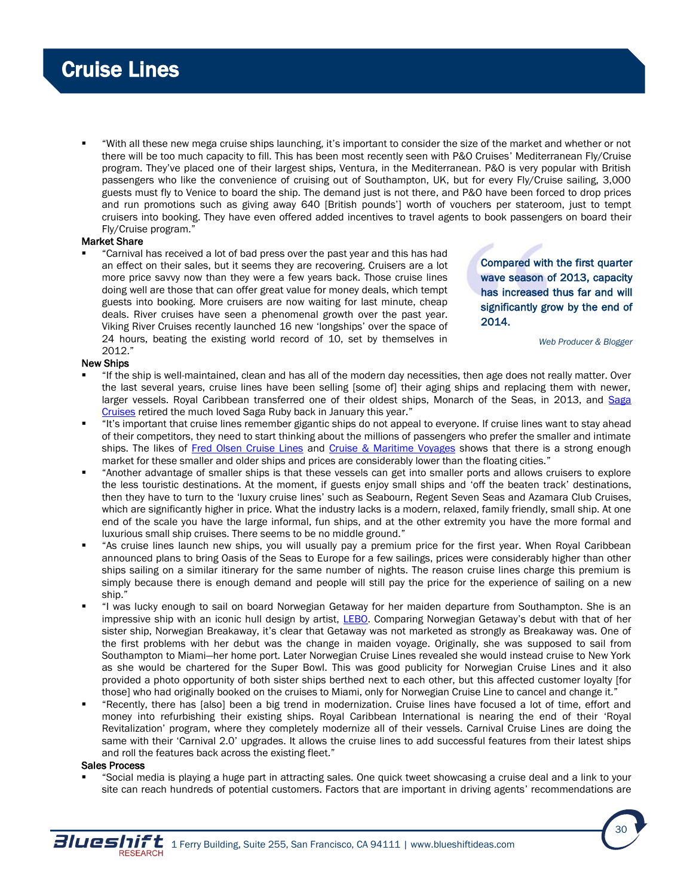# Cruise Lines

- "With all these new mega cruise ships launching, it's important to consider the size of the market and whether or not there will be too much capacity to fill. This has been most recently seen with P&O Cruises' Mediterranean Fly/Cruise program. They've placed one of their largest ships, Ventura, in the Mediterranean. P&O is very popular with British passengers who like the convenience of cruising out of Southampton, UK, but for every Fly/Cruise sailing, 3,000 guests must fly to Venice to board the ship. The demand just is not there, and P&O have been forced to drop prices and run promotions such as giving away 640 [British pounds'] worth of vouchers per stateroom, just to tempt cruisers into booking. They have even offered added incentives to travel agents to book passengers on board their Fly/Cruise program."

**Market Share**

- "Carnival has received a lot of bad press over the past year and this has had an effect on their sales, but it seems they are recovering. Cruisers are a lot more price savvy now than they were a few years back. Those cruise lines doing well are those that can offer great value for money deals, which tempt guests into booking. More cruisers are now waiting for last minute, cheap deals. River cruises have seen a phenomenal growth over the past year. Viking River Cruises recently launched 16 new 'longships' over the space of 24 hours, beating the existing world record of 10, set by themselves in 2012."

> **Compared with the first quarter wave season of 2013, capacity has increased thus far and will significantly grow by the end of 2014.**
>
> *Web Producer & Blogger*

**New Ships**

- "If the ship is well-maintained, clean and has all of the modern day necessities, then age does not really matter. Over the last several years, cruise lines have been selling [some of] their aging ships and replacing them with newer, larger vessels. Royal Caribbean transferred one of their oldest ships, Monarch of the Seas, in 2013, and Saga Cruises retired the much loved Saga Ruby back in January this year."
- "It's important that cruise lines remember gigantic ships do not appeal to everyone. If cruise lines want to stay ahead of their competitors, they need to start thinking about the millions of passengers who prefer the smaller and intimate ships. The likes of Fred Olsen Cruise Lines and Cruise & Maritime Voyages shows that there is a strong enough market for these smaller and older ships and prices are considerably lower than the floating cities."
- "Another advantage of smaller ships is that these vessels can get into smaller ports and allows cruisers to explore the less touristic destinations. At the moment, if guests enjoy small ships and 'off the beaten track' destinations, then they have to turn to the 'luxury cruise lines' such as Seabourn, Regent Seven Seas and Azamara Club Cruises, which are significantly higher in price. What the industry lacks is a modern, relaxed, family friendly, small ship. At one end of the scale you have the large informal, fun ships, and at the other extremity you have the more formal and luxurious small ship cruises. There seems to be no middle ground."
- "As cruise lines launch new ships, you will usually pay a premium price for the first year. When Royal Caribbean announced plans to bring Oasis of the Seas to Europe for a few sailings, prices were considerably higher than other ships sailing on a similar itinerary for the same number of nights. The reason cruise lines charge this premium is simply because there is enough demand and people will still pay the price for the experience of sailing on a new ship."
- "I was lucky enough to sail on board Norwegian Getaway for her maiden departure from Southampton. She is an impressive ship with an iconic hull design by artist, LEBO. Comparing Norwegian Getaway's debut with that of her sister ship, Norwegian Breakaway, it's clear that Getaway was not marketed as strongly as Breakaway was. One of the first problems with her debut was the change in maiden voyage. Originally, she was supposed to sail from Southampton to Miami—her home port. Later Norwegian Cruise Lines revealed she would instead cruise to New York as she would be chartered for the Super Bowl. This was good publicity for Norwegian Cruise Lines and it also provided a photo opportunity of both sister ships berthed next to each other, but this affected customer loyalty [for those] who had originally booked on the cruises to Miami, only for Norwegian Cruise Line to cancel and change it."
- "Recently, there has [also] been a big trend in modernization. Cruise lines have focused a lot of time, effort and money into refurbishing their existing ships. Royal Caribbean International is nearing the end of their 'Royal Revitalization' program, where they completely modernize all of their vessels. Carnival Cruise Lines are doing the same with their 'Carnival 2.0' upgrades. It allows the cruise lines to add successful features from their latest ships and roll the features back across the existing fleet."

**Sales Process**

- "Social media is playing a huge part in attracting sales. One quick tweet showcasing a cruise deal and a link to your site can reach hundreds of potential customers. Factors that are important in driving agents' recommendations are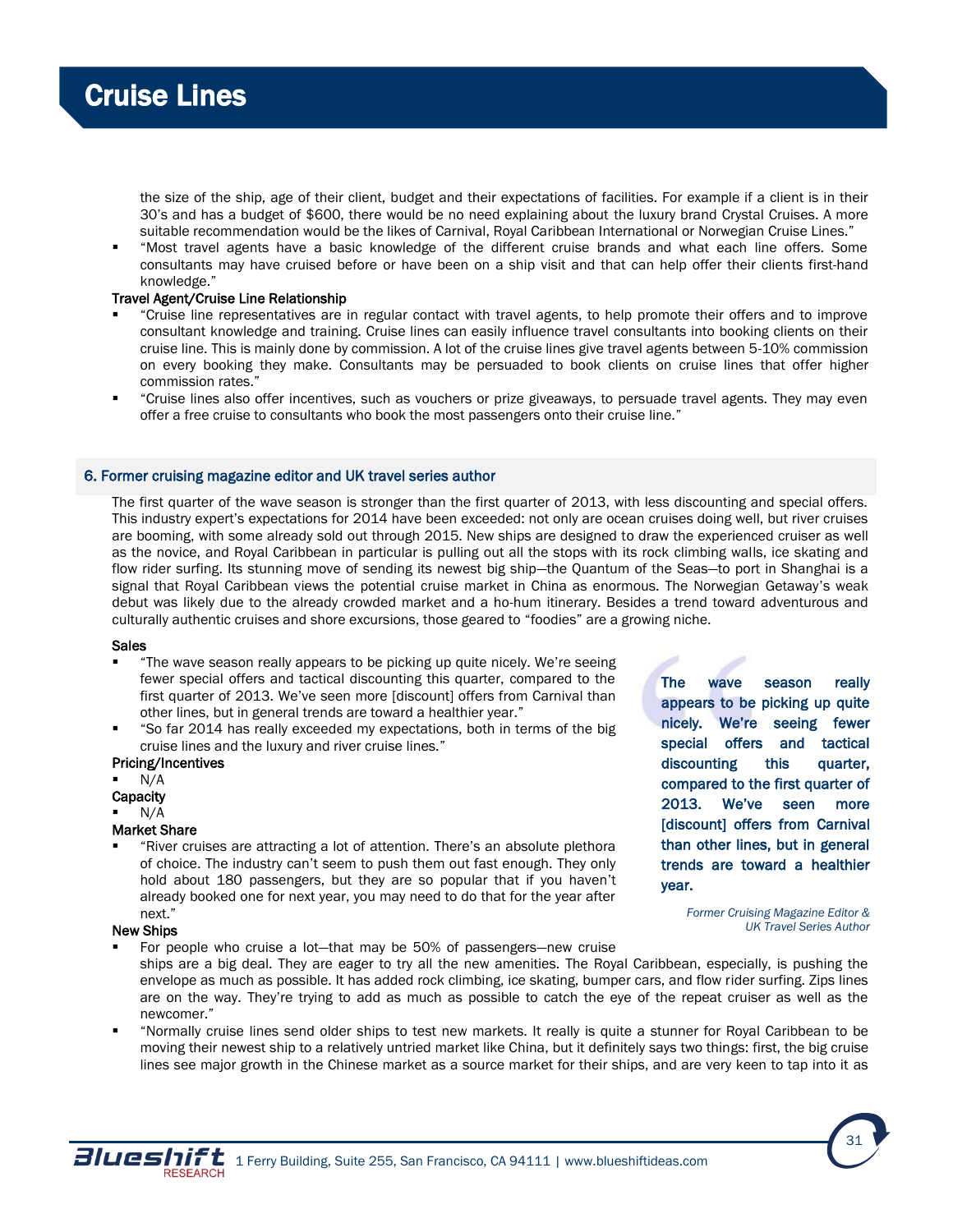the size of the ship, age of their client, budget and their expectations of facilities. For example if a client is in their 30's and has a budget of $600, there would be no need explaining about the luxury brand Crystal Cruises. A more suitable recommendation would be the likes of Carnival, Royal Caribbean International or Norwegian Cruise Lines."

- "Most travel agents have a basic knowledge of the different cruise brands and what each line offers. Some consultants may have cruised before or have been on a ship visit and that can help offer their clients first-hand knowledge."

**Travel Agent/Cruise Line Relationship**

- "Cruise line representatives are in regular contact with travel agents, to help promote their offers and to improve consultant knowledge and training. Cruise lines can easily influence travel consultants into booking clients on their cruise line. This is mainly done by commission. A lot of the cruise lines give travel agents between 5-10% commission on every booking they make. Consultants may be persuaded to book clients on cruise lines that offer higher commission rates."
- "Cruise lines also offer incentives, such as vouchers or prize giveaways, to persuade travel agents. They may even offer a free cruise to consultants who book the most passengers onto their cruise line."

## 6. Former cruising magazine editor and UK travel series author

The first quarter of the wave season is stronger than the first quarter of 2013, with less discounting and special offers. This industry expert's expectations for 2014 have been exceeded: not only are ocean cruises doing well, but river cruises are booming, with some already sold out through 2015. New ships are designed to draw the experienced cruiser as well as the novice, and Royal Caribbean in particular is pulling out all the stops with its rock climbing walls, ice skating and flow rider surfing. Its stunning move of sending its newest big ship—the Quantum of the Seas—to port in Shanghai is a signal that Royal Caribbean views the potential cruise market in China as enormous. The Norwegian Getaway's weak debut was likely due to the already crowded market and a ho-hum itinerary. Besides a trend toward adventurous and culturally authentic cruises and shore excursions, those geared to "foodies" are a growing niche.

**Sales**

- "The wave season really appears to be picking up quite nicely. We're seeing fewer special offers and tactical discounting this quarter, compared to the first quarter of 2013. We've seen more [discount] offers from Carnival than other lines, but in general trends are toward a healthier year."
- "So far 2014 has really exceeded my expectations, both in terms of the big cruise lines and the luxury and river cruise lines."

**Pricing/Incentives**

- N/A

**Capacity**

- N/A

**Market Share**

- "River cruises are attracting a lot of attention. There's an absolute plethora of choice. The industry can't seem to push them out fast enough. They only hold about 180 passengers, but they are so popular that if you haven't already booked one for next year, you may need to do that for the year after next."

**New Ships**

- For people who cruise a lot—that may be 50% of passengers—new cruise ships are a big deal. They are eager to try all the new amenities. The Royal Caribbean, especially, is pushing the envelope as much as possible. It has added rock climbing, ice skating, bumper cars, and flow rider surfing. Zips lines are on the way. They're trying to add as much as possible to catch the eye of the repeat cruiser as well as the newcomer."
- "Normally cruise lines send older ships to test new markets. It really is quite a stunner for Royal Caribbean to be moving their newest ship to a relatively untried market like China, but it definitely says two things: first, the big cruise lines see major growth in the Chinese market as a source market for their ships, and are very keen to tap into it as

> **The wave season really appears to be picking up quite nicely. We're seeing fewer special offers and tactical discounting this quarter, compared to the first quarter of 2013. We've seen more [discount] offers from Carnival than other lines, but in general trends are toward a healthier year.**
>
> *Former Cruising Magazine Editor & UK Travel Series Author*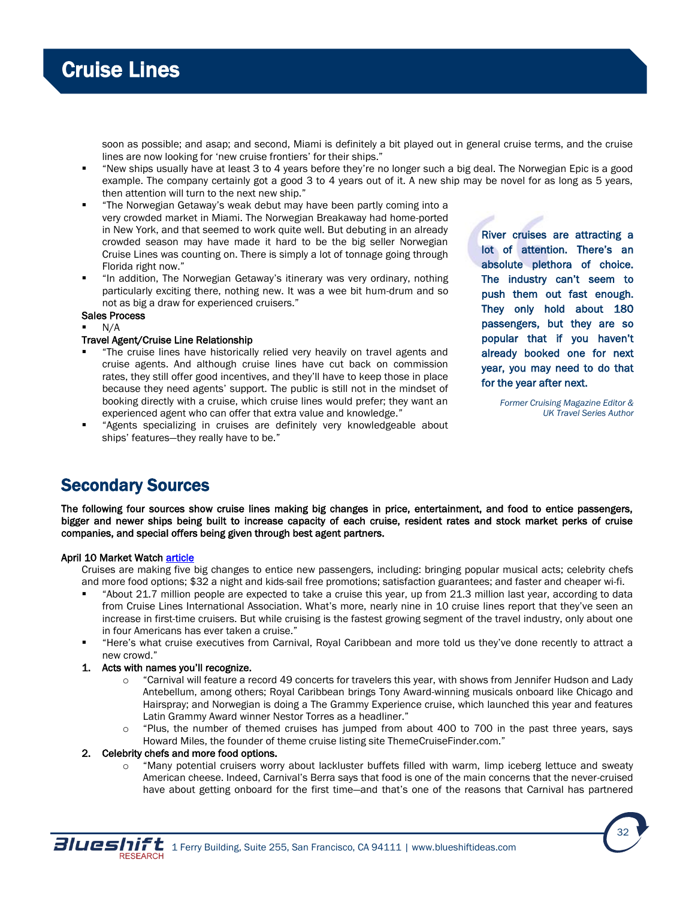# Cruise Lines

soon as possible; and asap; and second, Miami is definitely a bit played out in general cruise terms, and the cruise lines are now looking for 'new cruise frontiers' for their ships."

- "New ships usually have at least 3 to 4 years before they're no longer such a big deal. The Norwegian Epic is a good example. The company certainly got a good 3 to 4 years out of it. A new ship may be novel for as long as 5 years, then attention will turn to the next new ship."
- "The Norwegian Getaway's weak debut may have been partly coming into a very crowded market in Miami. The Norwegian Breakaway had home-ported in New York, and that seemed to work quite well. But debuting in an already crowded season may have made it hard to be the big seller Norwegian Cruise Lines was counting on. There is simply a lot of tonnage going through Florida right now."
- "In addition, The Norwegian Getaway's itinerary was very ordinary, nothing particularly exciting there, nothing new. It was a wee bit hum-drum and so not as big a draw for experienced cruisers."

**Sales Process**

- N/A

**Travel Agent/Cruise Line Relationship**

- "The cruise lines have historically relied very heavily on travel agents and cruise agents. And although cruise lines have cut back on commission rates, they still offer good incentives, and they'll have to keep those in place because they need agents' support. The public is still not in the mindset of booking directly with a cruise, which cruise lines would prefer; they want an experienced agent who can offer that extra value and knowledge."
- "Agents specializing in cruises are definitely very knowledgeable about ships' features—they really have to be."

> River cruises are attracting a lot of attention. There's an absolute plethora of choice. The industry can't seem to push them out fast enough. They only hold about 180 passengers, but they are so popular that if you haven't already booked one for next year, you may need to do that for the year after next.
>
> *Former Cruising Magazine Editor & UK Travel Series Author*

## Secondary Sources

**The following four sources show cruise lines making big changes in price, entertainment, and food to entice passengers, bigger and newer ships being built to increase capacity of each cruise, resident rates and stock market perks of cruise companies, and special offers being given through best agent partners.**

**April 10 Market Watch** [article]

Cruises are making five big changes to entice new passengers, including: bringing popular musical acts; celebrity chefs and more food options; $32 a night and kids-sail free promotions; satisfaction guarantees; and faster and cheaper wi-fi.

- "About 21.7 million people are expected to take a cruise this year, up from 21.3 million last year, according to data from Cruise Lines International Association. What's more, nearly nine in 10 cruise lines report that they've seen an increase in first-time cruisers. But while cruising is the fastest growing segment of the travel industry, only about one in four Americans has ever taken a cruise."
- "Here's what cruise executives from Carnival, Royal Caribbean and more told us they've done recently to attract a new crowd."

1. **Acts with names you'll recognize.**
   - "Carnival will feature a record 49 concerts for travelers this year, with shows from Jennifer Hudson and Lady Antebellum, among others; Royal Caribbean brings Tony Award-winning musicals onboard like Chicago and Hairspray; and Norwegian is doing a The Grammy Experience cruise, which launched this year and features Latin Grammy Award winner Nestor Torres as a headliner."
   - "Plus, the number of themed cruises has jumped from about 400 to 700 in the past three years, says Howard Miles, the founder of theme cruise listing site ThemeCruiseFinder.com."
2. **Celebrity chefs and more food options.**
   - "Many potential cruisers worry about lackluster buffets filled with warm, limp iceberg lettuce and sweaty American cheese. Indeed, Carnival's Berra says that food is one of the main concerns that the never-cruised have about getting onboard for the first time—and that's one of the reasons that Carnival has partnered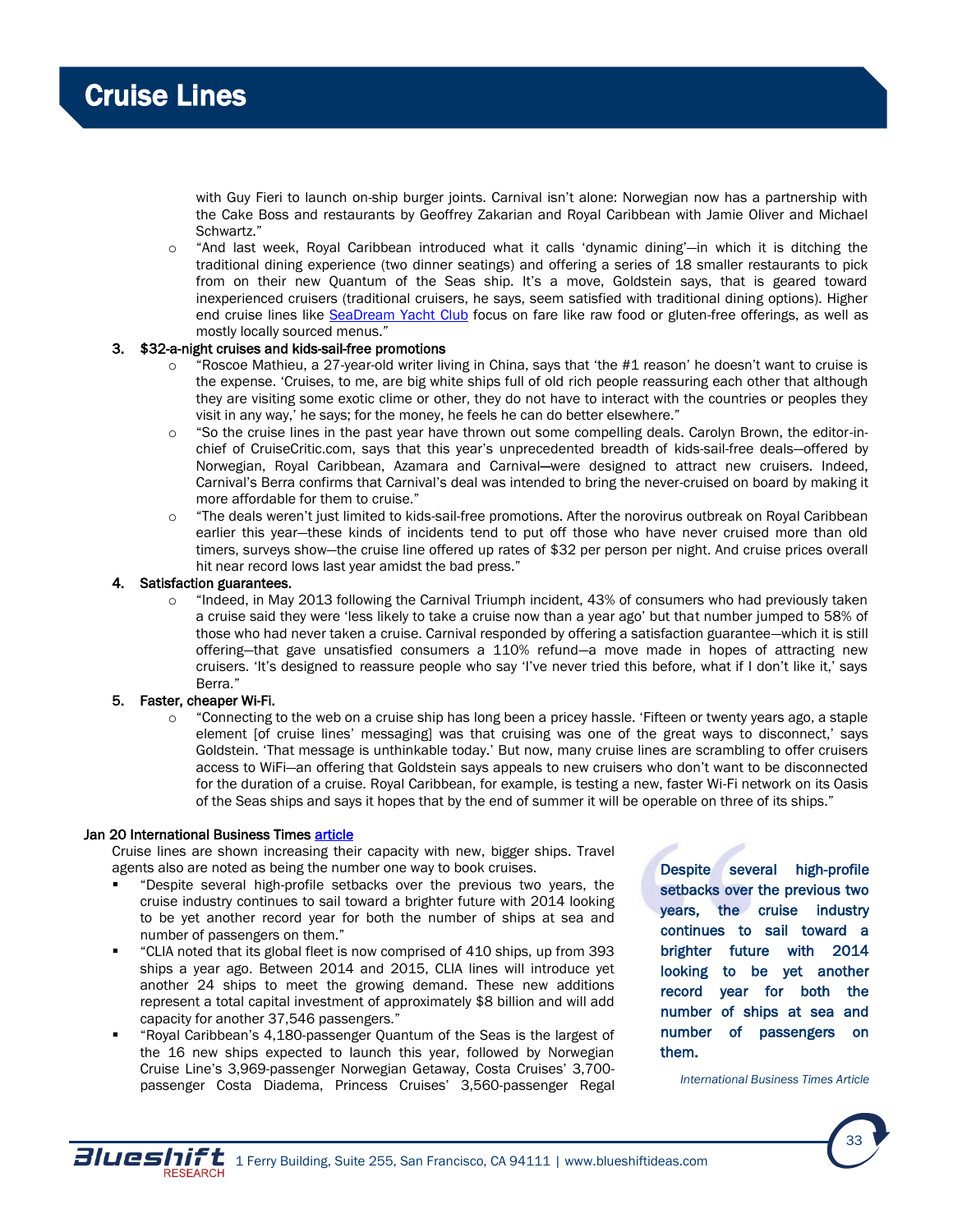with Guy Fieri to launch on-ship burger joints. Carnival isn't alone: Norwegian now has a partnership with the Cake Boss and restaurants by Geoffrey Zakarian and Royal Caribbean with Jamie Oliver and Michael Schwartz."

- "And last week, Royal Caribbean introduced what it calls 'dynamic dining'—in which it is ditching the traditional dining experience (two dinner seatings) and offering a series of 18 smaller restaurants to pick from on their new Quantum of the Seas ship. It's a move, Goldstein says, that is geared toward inexperienced cruisers (traditional cruisers, he says, seem satisfied with traditional dining options). Higher end cruise lines like SeaDream Yacht Club focus on fare like raw food or gluten-free offerings, as well as mostly locally sourced menus."

3. **$32-a-night cruises and kids-sail-free promotions**
   - "Roscoe Mathieu, a 27-year-old writer living in China, says that 'the #1 reason' he doesn't want to cruise is the expense. 'Cruises, to me, are big white ships full of old rich people reassuring each other that although they are visiting some exotic clime or other, they do not have to interact with the countries or peoples they visit in any way,' he says; for the money, he feels he can do better elsewhere."
   - "So the cruise lines in the past year have thrown out some compelling deals. Carolyn Brown, the editor-in-chief of CruiseCritic.com, says that this year's unprecedented breadth of kids-sail-free deals—offered by Norwegian, Royal Caribbean, Azamara and Carnival—were designed to attract new cruisers. Indeed, Carnival's Berra confirms that Carnival's deal was intended to bring the never-cruised on board by making it more affordable for them to cruise."
   - "The deals weren't just limited to kids-sail-free promotions. After the norovirus outbreak on Royal Caribbean earlier this year—these kinds of incidents tend to put off those who have never cruised more than old timers, surveys show—the cruise line offered up rates of $32 per person per night. And cruise prices overall hit near record lows last year amidst the bad press."

4. **Satisfaction guarantees.**
   - "Indeed, in May 2013 following the Carnival Triumph incident, 43% of consumers who had previously taken a cruise said they were 'less likely to take a cruise now than a year ago' but that number jumped to 58% of those who had never taken a cruise. Carnival responded by offering a satisfaction guarantee—which it is still offering—that gave unsatisfied consumers a 110% refund—a move made in hopes of attracting new cruisers. 'It's designed to reassure people who say 'I've never tried this before, what if I don't like it,' says Berra."

5. **Faster, cheaper Wi-Fi.**
   - "Connecting to the web on a cruise ship has long been a pricey hassle. 'Fifteen or twenty years ago, a staple element [of cruise lines' messaging] was that cruising was one of the great ways to disconnect,' says Goldstein. 'That message is unthinkable today.' But now, many cruise lines are scrambling to offer cruisers access to WiFi—an offering that Goldstein says appeals to new cruisers who don't want to be disconnected for the duration of a cruise. Royal Caribbean, for example, is testing a new, faster Wi-Fi network on its Oasis of the Seas ships and says it hopes that by the end of summer it will be operable on three of its ships."

**Jan 20 International Business Times article**

Cruise lines are shown increasing their capacity with new, bigger ships. Travel agents also are noted as being the number one way to book cruises.

- "Despite several high-profile setbacks over the previous two years, the cruise industry continues to sail toward a brighter future with 2014 looking to be yet another record year for both the number of ships at sea and number of passengers on them."
- "CLIA noted that its global fleet is now comprised of 410 ships, up from 393 ships a year ago. Between 2014 and 2015, CLIA lines will introduce yet another 24 ships to meet the growing demand. These new additions represent a total capital investment of approximately $8 billion and will add capacity for another 37,546 passengers."
- "Royal Caribbean's 4,180-passenger Quantum of the Seas is the largest of the 16 new ships expected to launch this year, followed by Norwegian Cruise Line's 3,969-passenger Norwegian Getaway, Costa Cruises' 3,700-passenger Costa Diadema, Princess Cruises' 3,560-passenger Regal

> **Despite several high-profile setbacks over the previous two years, the cruise industry continues to sail toward a brighter future with 2014 looking to be yet another record year for both the number of ships at sea and number of passengers on them.**
>
> *International Business Times Article*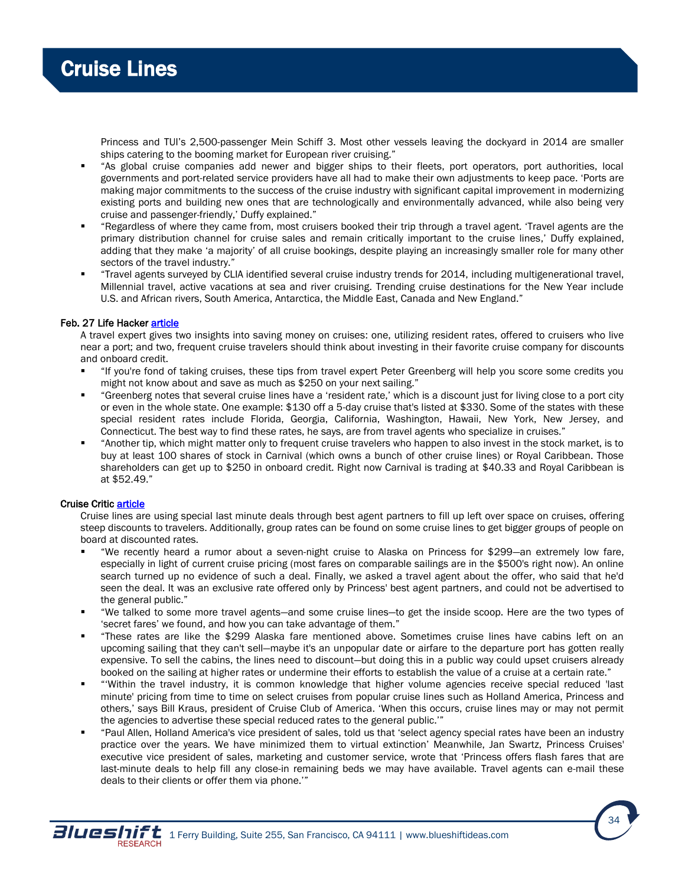# Cruise Lines

Princess and TUI's 2,500-passenger Mein Schiff 3. Most other vessels leaving the dockyard in 2014 are smaller ships catering to the booming market for European river cruising."

- "As global cruise companies add newer and bigger ships to their fleets, port operators, port authorities, local governments and port-related service providers have all had to make their own adjustments to keep pace. 'Ports are making major commitments to the success of the cruise industry with significant capital improvement in modernizing existing ports and building new ones that are technologically and environmentally advanced, while also being very cruise and passenger-friendly,' Duffy explained."
- "Regardless of where they came from, most cruisers booked their trip through a travel agent. 'Travel agents are the primary distribution channel for cruise sales and remain critically important to the cruise lines,' Duffy explained, adding that they make 'a majority' of all cruise bookings, despite playing an increasingly smaller role for many other sectors of the travel industry."
- "Travel agents surveyed by CLIA identified several cruise industry trends for 2014, including multigenerational travel, Millennial travel, active vacations at sea and river cruising. Trending cruise destinations for the New Year include U.S. and African rivers, South America, Antarctica, the Middle East, Canada and New England."

**Feb. 27 Life Hacker article**

A travel expert gives two insights into saving money on cruises: one, utilizing resident rates, offered to cruisers who live near a port; and two, frequent cruise travelers should think about investing in their favorite cruise company for discounts and onboard credit.

- "If you're fond of taking cruises, these tips from travel expert Peter Greenberg will help you score some credits you might not know about and save as much as $250 on your next sailing."
- "Greenberg notes that several cruise lines have a 'resident rate,' which is a discount just for living close to a port city or even in the whole state. One example: $130 off a 5-day cruise that's listed at $330. Some of the states with these special resident rates include Florida, Georgia, California, Washington, Hawaii, New York, New Jersey, and Connecticut. The best way to find these rates, he says, are from travel agents who specialize in cruises."
- "Another tip, which might matter only to frequent cruise travelers who happen to also invest in the stock market, is to buy at least 100 shares of stock in Carnival (which owns a bunch of other cruise lines) or Royal Caribbean. Those shareholders can get up to $250 in onboard credit. Right now Carnival is trading at $40.33 and Royal Caribbean is at $52.49."

**Cruise Critic article**

Cruise lines are using special last minute deals through best agent partners to fill up left over space on cruises, offering steep discounts to travelers. Additionally, group rates can be found on some cruise lines to get bigger groups of people on board at discounted rates.

- "We recently heard a rumor about a seven-night cruise to Alaska on Princess for $299—an extremely low fare, especially in light of current cruise pricing (most fares on comparable sailings are in the $500's right now). An online search turned up no evidence of such a deal. Finally, we asked a travel agent about the offer, who said that he'd seen the deal. It was an exclusive rate offered only by Princess' best agent partners, and could not be advertised to the general public."
- "We talked to some more travel agents—and some cruise lines—to get the inside scoop. Here are the two types of 'secret fares' we found, and how you can take advantage of them."
- "These rates are like the $299 Alaska fare mentioned above. Sometimes cruise lines have cabins left on an upcoming sailing that they can't sell—maybe it's an unpopular date or airfare to the departure port has gotten really expensive. To sell the cabins, the lines need to discount—but doing this in a public way could upset cruisers already booked on the sailing at higher rates or undermine their efforts to establish the value of a cruise at a certain rate."
- "'Within the travel industry, it is common knowledge that higher volume agencies receive special reduced 'last minute' pricing from time to time on select cruises from popular cruise lines such as Holland America, Princess and others,' says Bill Kraus, president of Cruise Club of America. 'When this occurs, cruise lines may or may not permit the agencies to advertise these special reduced rates to the general public.'"
- "Paul Allen, Holland America's vice president of sales, told us that 'select agency special rates have been an industry practice over the years. We have minimized them to virtual extinction' Meanwhile, Jan Swartz, Princess Cruises' executive vice president of sales, marketing and customer service, wrote that 'Princess offers flash fares that are last-minute deals to help fill any close-in remaining beds we may have available. Travel agents can e-mail these deals to their clients or offer them via phone.'"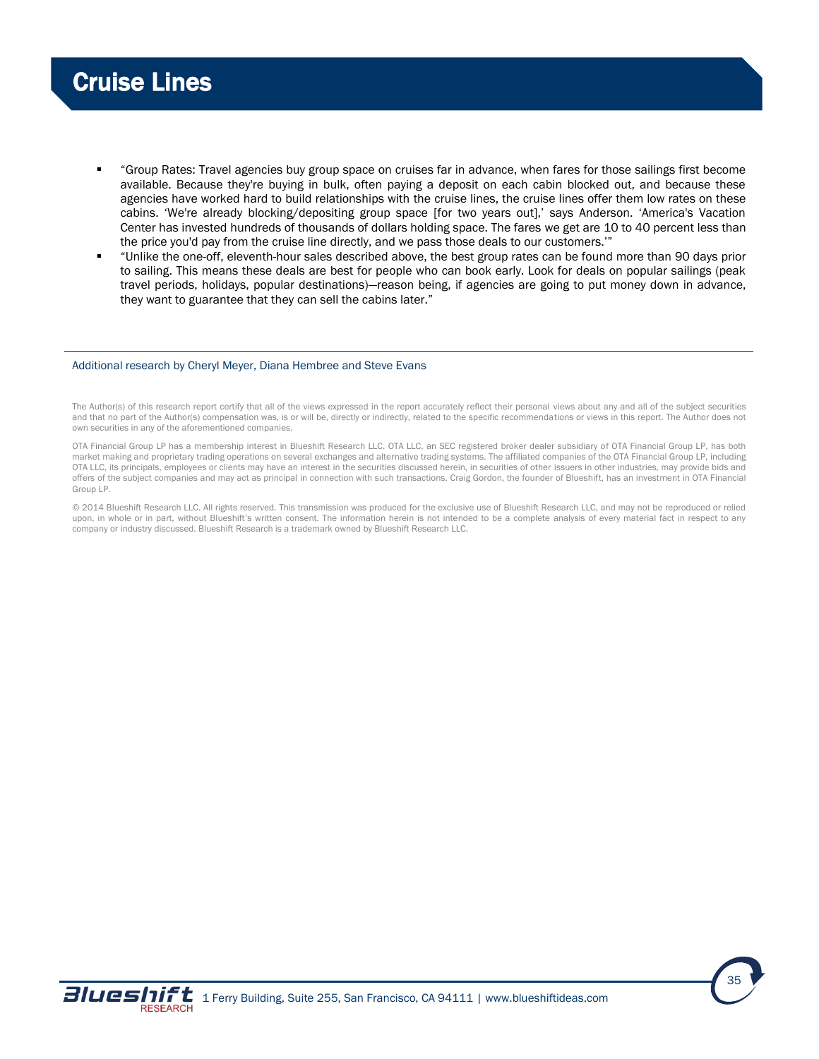# Cruise Lines

- "Group Rates: Travel agencies buy group space on cruises far in advance, when fares for those sailings first become available. Because they're buying in bulk, often paying a deposit on each cabin blocked out, and because these agencies have worked hard to build relationships with the cruise lines, the cruise lines offer them low rates on these cabins. 'We're already blocking/depositing group space [for two years out],' says Anderson. 'America's Vacation Center has invested hundreds of thousands of dollars holding space. The fares we get are 10 to 40 percent less than the price you'd pay from the cruise line directly, and we pass those deals to our customers.'"
- "Unlike the one-off, eleventh-hour sales described above, the best group rates can be found more than 90 days prior to sailing. This means these deals are best for people who can book early. Look for deals on popular sailings (peak travel periods, holidays, popular destinations)—reason being, if agencies are going to put money down in advance, they want to guarantee that they can sell the cabins later."

---

Additional research by Cheryl Meyer, Diana Hembree and Steve Evans

The Author(s) of this research report certify that all of the views expressed in the report accurately reflect their personal views about any and all of the subject securities and that no part of the Author(s) compensation was, is or will be, directly or indirectly, related to the specific recommendations or views in this report. The Author does not own securities in any of the aforementioned companies.

OTA Financial Group LP has a membership interest in Blueshift Research LLC. OTA LLC, an SEC registered broker dealer subsidiary of OTA Financial Group LP, has both market making and proprietary trading operations on several exchanges and alternative trading systems. The affiliated companies of the OTA Financial Group LP, including OTA LLC, its principals, employees or clients may have an interest in the securities discussed herein, in securities of other issuers in other industries, may provide bids and offers of the subject companies and may act as principal in connection with such transactions. Craig Gordon, the founder of Blueshift, has an investment in OTA Financial Group LP.

© 2014 Blueshift Research LLC. All rights reserved. This transmission was produced for the exclusive use of Blueshift Research LLC, and may not be reproduced or relied upon, in whole or in part, without Blueshift's written consent. The information herein is not intended to be a complete analysis of every material fact in respect to any company or industry discussed. Blueshift Research is a trademark owned by Blueshift Research LLC.